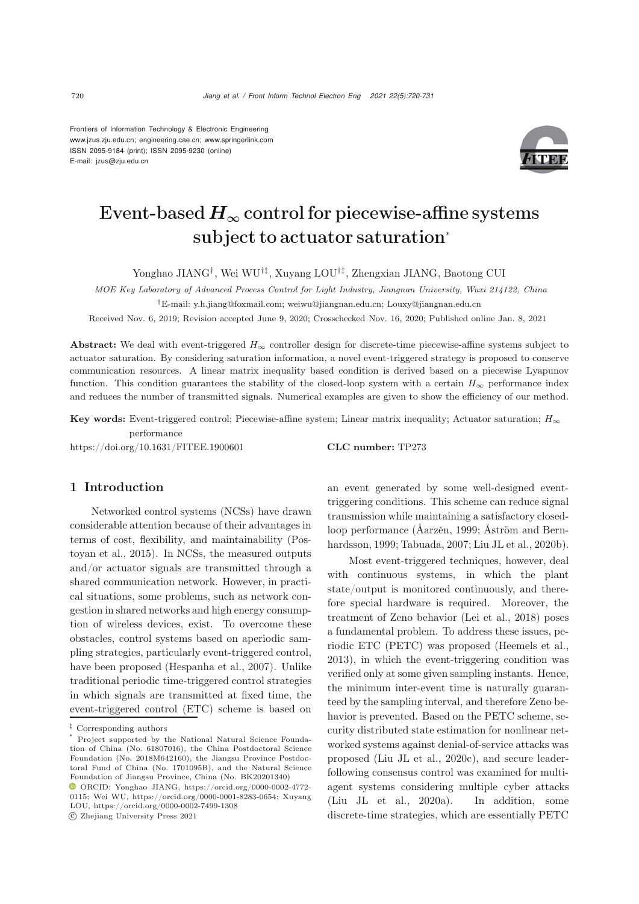Frontiers of Information Technology & Electronic Engineering
www.jzus.zju.edu.cn; engineering.cae.cn; www.springerlink.com
ISSN 2095-9184 (print); ISSN 2095-9230 (online)
E-mail: jzus@zju.edu.cn

# Event-based $H_\infty$ control for piecewise-affine systems subject to actuator saturation*

Yonghao JIANG†, Wei WU†‡, Xuyang LOU†‡, Zhengxian JIANG, Baotong CUI

*MOE Key Laboratory of Advanced Process Control for Light Industry, Jiangnan University, Wuxi 214122, China*

†E-mail: y.h.jiang@foxmail.com; weiwu@jiangnan.edu.cn; Louxy@jiangnan.edu.cn

Received Nov. 6, 2019; Revision accepted June 9, 2020; Crosschecked Nov. 16, 2020; Published online Jan. 8, 2021

**Abstract:** We deal with event-triggered $H_\infty$ controller design for discrete-time piecewise-affine systems subject to actuator saturation. By considering saturation information, a novel event-triggered strategy is proposed to conserve communication resources. A linear matrix inequality based condition is derived based on a piecewise Lyapunov function. This condition guarantees the stability of the closed-loop system with a certain $H_\infty$ performance index and reduces the number of transmitted signals. Numerical examples are given to show the efficiency of our method.

**Key words:** Event-triggered control; Piecewise-affine system; Linear matrix inequality; Actuator saturation; $H_\infty$ performance

https://doi.org/10.1631/FITEE.1900601 **CLC number:** TP273

## 1 Introduction

Networked control systems (NCSs) have drawn considerable attention because of their advantages in terms of cost, flexibility, and maintainability (Postoyan et al., 2015). In NCSs, the measured outputs and/or actuator signals are transmitted through a shared communication network. However, in practical situations, some problems, such as network congestion in shared networks and high energy consumption of wireless devices, exist. To overcome these obstacles, control systems based on aperiodic sampling strategies, particularly event-triggered control, have been proposed (Hespanha et al., 2007). Unlike traditional periodic time-triggered control strategies in which signals are transmitted at fixed time, the event-triggered control (ETC) scheme is based on an event generated by some well-designed event-triggering conditions. This scheme can reduce signal transmission while maintaining a satisfactory closed-loop performance (Åarzén, 1999; Åström and Bernhardsson, 1999; Tabuada, 2007; Liu JL et al., 2020b).

Most event-triggered techniques, however, deal with continuous systems, in which the plant state/output is monitored continuously, and therefore special hardware is required. Moreover, the treatment of Zeno behavior (Lei et al., 2018) poses a fundamental problem. To address these issues, periodic ETC (PETC) was proposed (Heemels et al., 2013), in which the event-triggering condition was verified only at some given sampling instants. Hence, the minimum inter-event time is naturally guaranteed by the sampling interval, and therefore Zeno behavior is prevented. Based on the PETC scheme, security distributed state estimation for nonlinear networked systems against denial-of-service attacks was proposed (Liu JL et al., 2020c), and secure leader-following consensus control was examined for multi-agent systems considering multiple cyber attacks (Liu JL et al., 2020a). In addition, some discrete-time strategies, which are essentially PETC

---

‡ Corresponding authors

* Project supported by the National Natural Science Foundation of China (No. 61807016), the China Postdoctoral Science Foundation (No. 2018M642160), the Jiangsu Province Postdoctoral Fund of China (No. 1701095B), and the Natural Science Foundation of Jiangsu Province, China (No. BK20201340)

ORCID: Yonghao JIANG, https://orcid.org/0000-0002-4772-0115; Wei WU, https://orcid.org/0000-0001-8283-0654; Xuyang LOU, https://orcid.org/0000-0002-7499-1308

© Zhejiang University Press 2021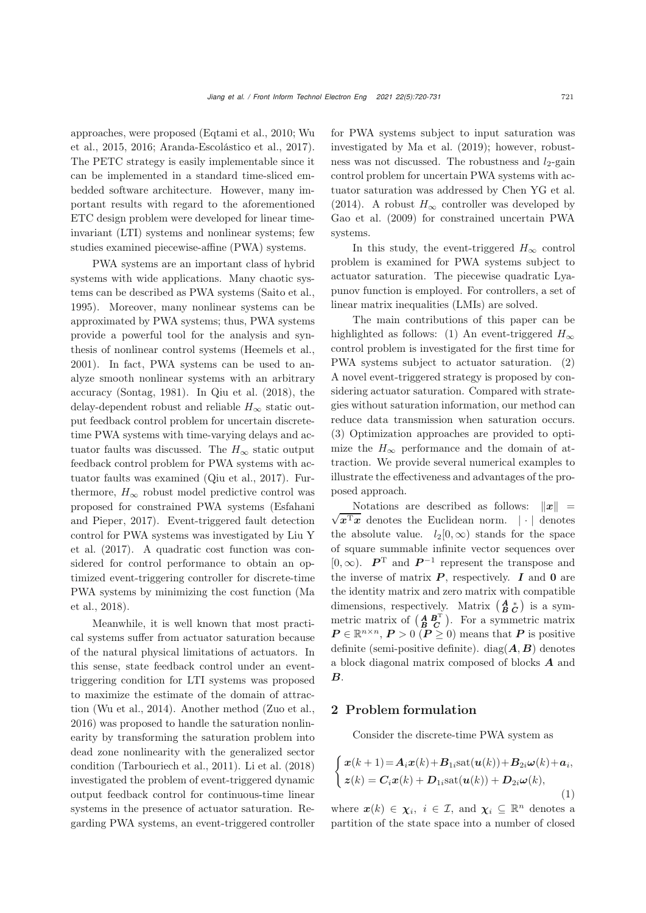approaches, were proposed (Eqtami et al., 2010; Wu et al., 2015, 2016; Aranda-Escolástico et al., 2017). The PETC strategy is easily implementable since it can be implemented in a standard time-sliced embedded software architecture. However, many important results with regard to the aforementioned ETC design problem were developed for linear time-invariant (LTI) systems and nonlinear systems; few studies examined piecewise-affine (PWA) systems.

PWA systems are an important class of hybrid systems with wide applications. Many chaotic systems can be described as PWA systems (Saito et al., 1995). Moreover, many nonlinear systems can be approximated by PWA systems; thus, PWA systems provide a powerful tool for the analysis and synthesis of nonlinear control systems (Heemels et al., 2001). In fact, PWA systems can be used to analyze smooth nonlinear systems with an arbitrary accuracy (Sontag, 1981). In Qiu et al. (2018), the delay-dependent robust and reliable $H_\infty$ static output feedback control problem for uncertain discrete-time PWA systems with time-varying delays and actuator faults was discussed. The $H_\infty$ static output feedback control problem for PWA systems with actuator faults was examined (Qiu et al., 2017). Furthermore, $H_\infty$ robust model predictive control was proposed for constrained PWA systems (Esfahani and Pieper, 2017). Event-triggered fault detection control for PWA systems was investigated by Liu Y et al. (2017). A quadratic cost function was considered for control performance to obtain an optimized event-triggering controller for discrete-time PWA systems by minimizing the cost function (Ma et al., 2018).

Meanwhile, it is well known that most practical systems suffer from actuator saturation because of the natural physical limitations of actuators. In this sense, state feedback control under an event-triggering condition for LTI systems was proposed to maximize the estimate of the domain of attraction (Wu et al., 2014). Another method (Zuo et al., 2016) was proposed to handle the saturation nonlinearity by transforming the saturation problem into dead zone nonlinearity with the generalized sector condition (Tarbouriech et al., 2011). Li et al. (2018) investigated the problem of event-triggered dynamic output feedback control for continuous-time linear systems in the presence of actuator saturation. Regarding PWA systems, an event-triggered controller for PWA systems subject to input saturation was investigated by Ma et al. (2019); however, robustness was not discussed. The robustness and $l_2$-gain control problem for uncertain PWA systems with actuator saturation was addressed by Chen YG et al. (2014). A robust $H_\infty$ controller was developed by Gao et al. (2009) for constrained uncertain PWA systems.

In this study, the event-triggered $H_\infty$ control problem is examined for PWA systems subject to actuator saturation. The piecewise quadratic Lyapunov function is employed. For controllers, a set of linear matrix inequalities (LMIs) are solved.

The main contributions of this paper can be highlighted as follows: (1) An event-triggered $H_\infty$ control problem is investigated for the first time for PWA systems subject to actuator saturation. (2) A novel event-triggered strategy is proposed by considering actuator saturation. Compared with strategies without saturation information, our method can reduce data transmission when saturation occurs. (3) Optimization approaches are provided to optimize the $H_\infty$ performance and the domain of attraction. We provide several numerical examples to illustrate the effectiveness and advantages of the proposed approach.

Notations are described as follows: $\|\boldsymbol{x}\| = \sqrt{\boldsymbol{x}^{\mathrm{T}}\boldsymbol{x}}$ denotes the Euclidean norm. $|\cdot|$ denotes the absolute value. $l_2[0,\infty)$ stands for the space of square summable infinite vector sequences over $[0,\infty)$. $\boldsymbol{P}^{\mathrm{T}}$ and $\boldsymbol{P}^{-1}$ represent the transpose and the inverse of matrix $\boldsymbol{P}$, respectively. $\boldsymbol{I}$ and $\boldsymbol{0}$ are the identity matrix and zero matrix with compatible dimensions, respectively. Matrix $\left(\begin{smallmatrix}\boldsymbol{A} & * \\ \boldsymbol{B} & \boldsymbol{C}\end{smallmatrix}\right)$ is a symmetric matrix of $\left(\begin{smallmatrix}\boldsymbol{A} & \boldsymbol{B}^{\mathrm{T}} \\ \boldsymbol{B} & \boldsymbol{C}\end{smallmatrix}\right)$. For a symmetric matrix $\boldsymbol{P} \in \mathbb{R}^{n\times n}$, $\boldsymbol{P} > 0$ ($\boldsymbol{P} \geq 0$) means that $\boldsymbol{P}$ is positive definite (semi-positive definite). $\mathrm{diag}(\boldsymbol{A}, \boldsymbol{B})$ denotes a block diagonal matrix composed of blocks $\boldsymbol{A}$ and $\boldsymbol{B}$.

## 2 Problem formulation

Consider the discrete-time PWA system as

$$
\begin{cases}
\boldsymbol{x}(k+1) = \boldsymbol{A}_i\boldsymbol{x}(k) + \boldsymbol{B}_{1i}\mathrm{sat}(\boldsymbol{u}(k)) + \boldsymbol{B}_{2i}\boldsymbol{\omega}(k) + \boldsymbol{a}_i, \\
\boldsymbol{z}(k) = \boldsymbol{C}_i\boldsymbol{x}(k) + \boldsymbol{D}_{1i}\mathrm{sat}(\boldsymbol{u}(k)) + \boldsymbol{D}_{2i}\boldsymbol{\omega}(k),
\end{cases}
\tag{1}
$$

where $\boldsymbol{x}(k) \in \boldsymbol{\chi}_i$, $i \in \mathcal{I}$, and $\boldsymbol{\chi}_i \subseteq \mathbb{R}^n$ denotes a partition of the state space into a number of closed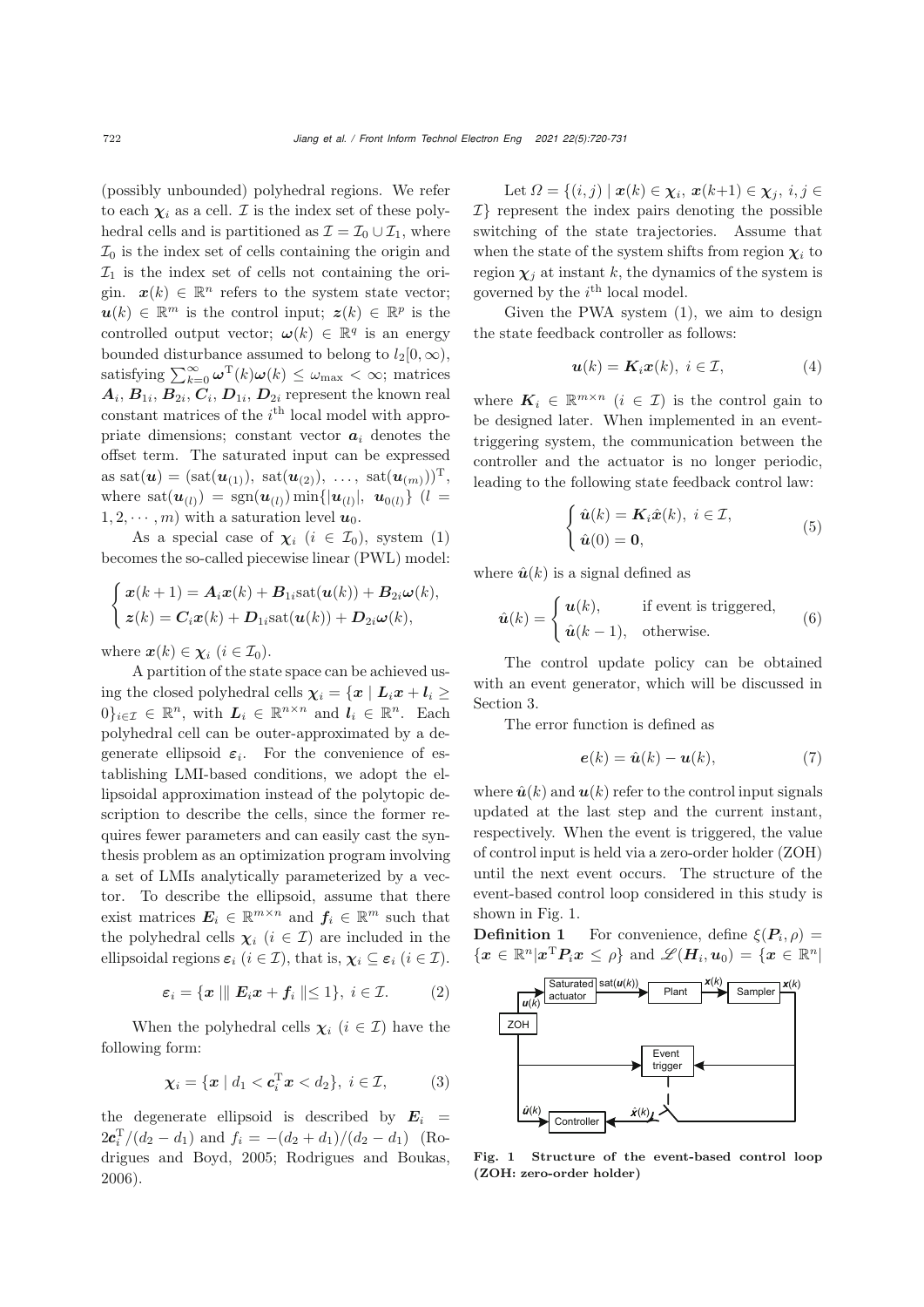(possibly unbounded) polyhedral regions. We refer to each $\boldsymbol{\chi}_i$ as a cell. $\mathcal{I}$ is the index set of these polyhedral cells and is partitioned as $\mathcal{I} = \mathcal{I}_0 \cup \mathcal{I}_1$, where $\mathcal{I}_0$ is the index set of cells containing the origin and $\mathcal{I}_1$ is the index set of cells not containing the origin. $\boldsymbol{x}(k) \in \mathbb{R}^n$ refers to the system state vector; $\boldsymbol{u}(k) \in \mathbb{R}^m$ is the control input; $\boldsymbol{z}(k) \in \mathbb{R}^p$ is the controlled output vector; $\boldsymbol{\omega}(k) \in \mathbb{R}^q$ is an energy bounded disturbance assumed to belong to $l_2[0, \infty)$, satisfying $\sum_{k=0}^{\infty} \boldsymbol{\omega}^{\mathrm{T}}(k)\boldsymbol{\omega}(k) \le \omega_{\max} < \infty$; matrices $\boldsymbol{A}_i$, $\boldsymbol{B}_{1i}$, $\boldsymbol{B}_{2i}$, $\boldsymbol{C}_i$, $\boldsymbol{D}_{1i}$, $\boldsymbol{D}_{2i}$ represent the known real constant matrices of the $i^{\text{th}}$ local model with appropriate dimensions; constant vector $\boldsymbol{a}_i$ denotes the offset term. The saturated input can be expressed as $\mathrm{sat}(\boldsymbol{u}) = (\mathrm{sat}(\boldsymbol{u}_{(1)}),\ \mathrm{sat}(\boldsymbol{u}_{(2)}),\ \ldots,\ \mathrm{sat}(\boldsymbol{u}_{(m)}))^{\mathrm{T}}$, where $\mathrm{sat}(\boldsymbol{u}_{(l)}) = \mathrm{sgn}(\boldsymbol{u}_{(l)}) \min\{|\boldsymbol{u}_{(l)}|,\ \boldsymbol{u}_{0(l)}\}$ $(l = 1, 2, \cdots, m)$ with a saturation level $\boldsymbol{u}_0$.

As a special case of $\boldsymbol{\chi}_i$ $(i \in \mathcal{I}_0)$, system (1) becomes the so-called piecewise linear (PWL) model:

$$\begin{cases} \boldsymbol{x}(k+1) = \boldsymbol{A}_i\boldsymbol{x}(k) + \boldsymbol{B}_{1i}\mathrm{sat}(\boldsymbol{u}(k)) + \boldsymbol{B}_{2i}\boldsymbol{\omega}(k), \\ \boldsymbol{z}(k) = \boldsymbol{C}_i\boldsymbol{x}(k) + \boldsymbol{D}_{1i}\mathrm{sat}(\boldsymbol{u}(k)) + \boldsymbol{D}_{2i}\boldsymbol{\omega}(k), \end{cases}$$

where $\boldsymbol{x}(k) \in \boldsymbol{\chi}_i$ $(i \in \mathcal{I}_0)$.

A partition of the state space can be achieved using the closed polyhedral cells $\boldsymbol{\chi}_i = \{\boldsymbol{x} \mid \boldsymbol{L}_i\boldsymbol{x} + \boldsymbol{l}_i \ge 0\}_{i \in \mathcal{I}} \in \mathbb{R}^n$, with $\boldsymbol{L}_i \in \mathbb{R}^{n \times n}$ and $\boldsymbol{l}_i \in \mathbb{R}^n$. Each polyhedral cell can be outer-approximated by a degenerate ellipsoid $\boldsymbol{\varepsilon}_i$. For the convenience of establishing LMI-based conditions, we adopt the ellipsoidal approximation instead of the polytopic description to describe the cells, since the former requires fewer parameters and can easily cast the synthesis problem as an optimization program involving a set of LMIs analytically parameterized by a vector. To describe the ellipsoid, assume that there exist matrices $\boldsymbol{E}_i \in \mathbb{R}^{m \times n}$ and $\boldsymbol{f}_i \in \mathbb{R}^m$ such that the polyhedral cells $\boldsymbol{\chi}_i$ $(i \in \mathcal{I})$ are included in the ellipsoidal regions $\boldsymbol{\varepsilon}_i$ $(i \in \mathcal{I})$, that is, $\boldsymbol{\chi}_i \subseteq \boldsymbol{\varepsilon}_i$ $(i \in \mathcal{I})$.

$$\boldsymbol{\varepsilon}_i = \{\boldsymbol{x} \mid \| \boldsymbol{E}_i\boldsymbol{x} + \boldsymbol{f}_i \| \le 1\},\ i \in \mathcal{I}. \tag{2}$$

When the polyhedral cells $\boldsymbol{\chi}_i$ $(i \in \mathcal{I})$ have the following form:

$$\boldsymbol{\chi}_i = \{\boldsymbol{x} \mid d_1 < \boldsymbol{c}_i^{\mathrm{T}}\boldsymbol{x} < d_2\},\ i \in \mathcal{I}, \tag{3}$$

the degenerate ellipsoid is described by $\boldsymbol{E}_i = 2\boldsymbol{c}_i^{\mathrm{T}}/(d_2 - d_1)$ and $f_i = -(d_2 + d_1)/(d_2 - d_1)$ (Rodrigues and Boyd, 2005; Rodrigues and Boukas, 2006).

Let $\Omega = \{(i, j) \mid \boldsymbol{x}(k) \in \boldsymbol{\chi}_i,\ \boldsymbol{x}(k+1) \in \boldsymbol{\chi}_j,\ i, j \in \mathcal{I}\}$ represent the index pairs denoting the possible switching of the state trajectories. Assume that when the state of the system shifts from region $\boldsymbol{\chi}_i$ to region $\boldsymbol{\chi}_j$ at instant $k$, the dynamics of the system is governed by the $i^{\text{th}}$ local model.

Given the PWA system (1), we aim to design the state feedback controller as follows:

$$\boldsymbol{u}(k) = \boldsymbol{K}_i\boldsymbol{x}(k),\ i \in \mathcal{I}, \tag{4}$$

where $\boldsymbol{K}_i \in \mathbb{R}^{m \times n}$ $(i \in \mathcal{I})$ is the control gain to be designed later. When implemented in an event-triggering system, the communication between the controller and the actuator is no longer periodic, leading to the following state feedback control law:

$$\begin{cases} \hat{\boldsymbol{u}}(k) = \boldsymbol{K}_i\hat{\boldsymbol{x}}(k),\ i \in \mathcal{I}, \\ \hat{\boldsymbol{u}}(0) = \boldsymbol{0}, \end{cases} \tag{5}$$

where $\hat{\boldsymbol{u}}(k)$ is a signal defined as

$$\hat{\boldsymbol{u}}(k) = \begin{cases} \boldsymbol{u}(k), & \text{if event is triggered}, \\ \hat{\boldsymbol{u}}(k-1), & \text{otherwise}. \end{cases} \tag{6}$$

The control update policy can be obtained with an event generator, which will be discussed in Section 3.

The error function is defined as

$$\boldsymbol{e}(k) = \hat{\boldsymbol{u}}(k) - \boldsymbol{u}(k), \tag{7}$$

where $\hat{\boldsymbol{u}}(k)$ and $\boldsymbol{u}(k)$ refer to the control input signals updated at the last step and the current instant, respectively. When the event is triggered, the value of control input is held via a zero-order holder (ZOH) until the next event occurs. The structure of the event-based control loop considered in this study is shown in Fig. 1.

**Definition 1** For convenience, define $\xi(\boldsymbol{P}_i, \rho) = \{\boldsymbol{x} \in \mathbb{R}^n | \boldsymbol{x}^{\mathrm{T}}\boldsymbol{P}_i\boldsymbol{x} \le \rho\}$ and $\mathscr{L}(\boldsymbol{H}_i, \boldsymbol{u}_0) = \{\boldsymbol{x} \in \mathbb{R}^n |$

**Fig. 1 Structure of the event-based control loop (ZOH: zero-order holder)**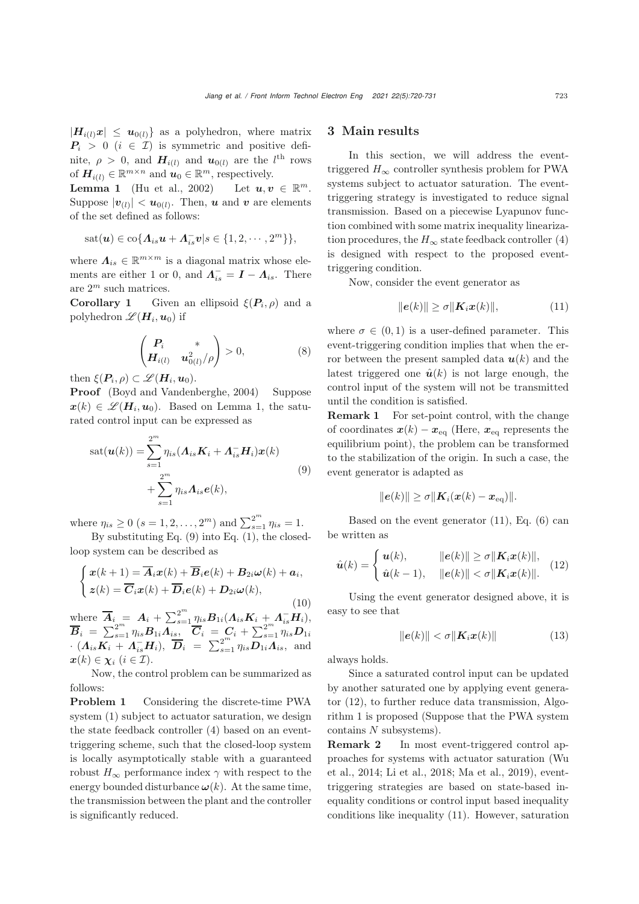$|\boldsymbol{H}_{i(l)}\boldsymbol{x}| \leq \boldsymbol{u}_{0(l)}\}$ as a polyhedron, where matrix $\boldsymbol{P}_i > 0$ ($i \in \mathcal{I}$) is symmetric and positive definite, $\rho > 0$, and $\boldsymbol{H}_{i(l)}$ and $\boldsymbol{u}_{0(l)}$ are the $l^{\text{th}}$ rows of $\boldsymbol{H}_{i(l)} \in \mathbb{R}^{m\times n}$ and $\boldsymbol{u}_0 \in \mathbb{R}^m$, respectively.

**Lemma 1** (Hu et al., 2002) Let $\boldsymbol{u}, \boldsymbol{v} \in \mathbb{R}^m$. Suppose $|\boldsymbol{v}_{(l)}| < \boldsymbol{u}_{0(l)}$. Then, $\boldsymbol{u}$ and $\boldsymbol{v}$ are elements of the set defined as follows:

$$\operatorname{sat}(\boldsymbol{u}) \in \operatorname{co}\{\boldsymbol{\Lambda}_{is}\boldsymbol{u} + \boldsymbol{\Lambda}_{is}^{-}\boldsymbol{v} | s \in \{1, 2, \cdots, 2^m\}\},$$

where $\boldsymbol{\Lambda}_{is} \in \mathbb{R}^{m\times m}$ is a diagonal matrix whose elements are either 1 or 0, and $\boldsymbol{\Lambda}_{is}^{-} = \boldsymbol{I} - \boldsymbol{\Lambda}_{is}$. There are $2^m$ such matrices.

**Corollary 1** Given an ellipsoid $\xi(\boldsymbol{P}_i, \rho)$ and a polyhedron $\mathscr{L}(\boldsymbol{H}_i, \boldsymbol{u}_0)$ if

$$\begin{pmatrix} \boldsymbol{P}_i & * \\ \boldsymbol{H}_{i(l)} & \boldsymbol{u}_{0(l)}^2/\rho \end{pmatrix} > 0, \tag{8}$$

then $\xi(\boldsymbol{P}_i, \rho) \subset \mathscr{L}(\boldsymbol{H}_i, \boldsymbol{u}_0)$.

**Proof** (Boyd and Vandenberghe, 2004) Suppose $\boldsymbol{x}(k) \in \mathscr{L}(\boldsymbol{H}_i, \boldsymbol{u}_0)$. Based on Lemma 1, the saturated control input can be expressed as

$$\begin{aligned}\operatorname{sat}(\boldsymbol{u}(k)) =& \sum_{s=1}^{2^m} \eta_{is}(\boldsymbol{\Lambda}_{is}\boldsymbol{K}_i + \boldsymbol{\Lambda}_{is}^{-}\boldsymbol{H}_i)\boldsymbol{x}(k) \\ &+ \sum_{s=1}^{2^m} \eta_{is}\boldsymbol{\Lambda}_{is}\boldsymbol{e}(k),\end{aligned} \tag{9}$$

where $\eta_{is} \geq 0$ ($s = 1, 2, \ldots, 2^m$) and $\sum_{s=1}^{2^m} \eta_{is} = 1$.

By substituting Eq. (9) into Eq. (1), the closed-loop system can be described as

$$\begin{cases} \boldsymbol{x}(k+1) = \overline{\boldsymbol{A}}_i\boldsymbol{x}(k) + \overline{\boldsymbol{B}}_i\boldsymbol{e}(k) + \boldsymbol{B}_{2i}\boldsymbol{\omega}(k) + \boldsymbol{a}_i, \\ \boldsymbol{z}(k) = \overline{\boldsymbol{C}}_i\boldsymbol{x}(k) + \overline{\boldsymbol{D}}_i\boldsymbol{e}(k) + \boldsymbol{D}_{2i}\boldsymbol{\omega}(k), \end{cases} \tag{10}$$

where $\overline{\boldsymbol{A}}_i = \boldsymbol{A}_i + \sum_{s=1}^{2^m} \eta_{is}\boldsymbol{B}_{1i}(\boldsymbol{\Lambda}_{is}\boldsymbol{K}_i + \boldsymbol{\Lambda}_{is}^{-}\boldsymbol{H}_i)$, $\overline{\boldsymbol{B}}_i = \sum_{s=1}^{2^m} \eta_{is}\boldsymbol{B}_{1i}\boldsymbol{\Lambda}_{is}$, $\overline{\boldsymbol{C}}_i = \boldsymbol{C}_i + \sum_{s=1}^{2^m} \eta_{is}\boldsymbol{D}_{1i} \cdot (\boldsymbol{\Lambda}_{is}\boldsymbol{K}_i + \boldsymbol{\Lambda}_{is}^{-}\boldsymbol{H}_i)$, $\overline{\boldsymbol{D}}_i = \sum_{s=1}^{2^m} \eta_{is}\boldsymbol{D}_{1i}\boldsymbol{\Lambda}_{is}$, and $\boldsymbol{x}(k) \in \boldsymbol{\chi}_i$ ($i \in \mathcal{I}$).

Now, the control problem can be summarized as follows:

**Problem 1** Considering the discrete-time PWA system (1) subject to actuator saturation, we design the state feedback controller (4) based on an event-triggering scheme, such that the closed-loop system is locally asymptotically stable with a guaranteed robust $H_\infty$ performance index $\gamma$ with respect to the energy bounded disturbance $\boldsymbol{\omega}(k)$. At the same time, the transmission between the plant and the controller is significantly reduced.

## 3 Main results

In this section, we will address the event-triggered $H_\infty$ controller synthesis problem for PWA systems subject to actuator saturation. The event-triggering strategy is investigated to reduce signal transmission. Based on a piecewise Lyapunov function combined with some matrix inequality linearization procedures, the $H_\infty$ state feedback controller (4) is designed with respect to the proposed event-triggering condition.

Now, consider the event generator as

$$\|\boldsymbol{e}(k)\| \geq \sigma\|\boldsymbol{K}_i\boldsymbol{x}(k)\|, \tag{11}$$

where $\sigma \in (0, 1)$ is a user-defined parameter. This event-triggering condition implies that when the error between the present sampled data $\boldsymbol{u}(k)$ and the latest triggered one $\hat{\boldsymbol{u}}(k)$ is not large enough, the control input of the system will not be transmitted until the condition is satisfied.

**Remark 1** For set-point control, with the change of coordinates $\boldsymbol{x}(k) - \boldsymbol{x}_{\text{eq}}$ (Here, $\boldsymbol{x}_{\text{eq}}$ represents the equilibrium point), the problem can be transformed to the stabilization of the origin. In such a case, the event generator is adapted as

$$\|\boldsymbol{e}(k)\| \geq \sigma\|\boldsymbol{K}_i(\boldsymbol{x}(k) - \boldsymbol{x}_{\text{eq}})\|.$$

Based on the event generator (11), Eq. (6) can be written as

$$\hat{\boldsymbol{u}}(k) = \begin{cases} \boldsymbol{u}(k), & \|\boldsymbol{e}(k)\| \geq \sigma\|\boldsymbol{K}_i\boldsymbol{x}(k)\|, \\ \hat{\boldsymbol{u}}(k-1), & \|\boldsymbol{e}(k)\| < \sigma\|\boldsymbol{K}_i\boldsymbol{x}(k)\|. \end{cases} \tag{12}$$

Using the event generator designed above, it is easy to see that

$$\|\boldsymbol{e}(k)\| < \sigma\|\boldsymbol{K}_i\boldsymbol{x}(k)\| \tag{13}$$

always holds.

Since a saturated control input can be updated by another saturated one by applying event generator (12), to further reduce data transmission, Algorithm 1 is proposed (Suppose that the PWA system contains $N$ subsystems).

**Remark 2** In most event-triggered control approaches for systems with actuator saturation (Wu et al., 2014; Li et al., 2018; Ma et al., 2019), event-triggering strategies are based on state-based inequality conditions or control input based inequality conditions like inequality (11). However, saturation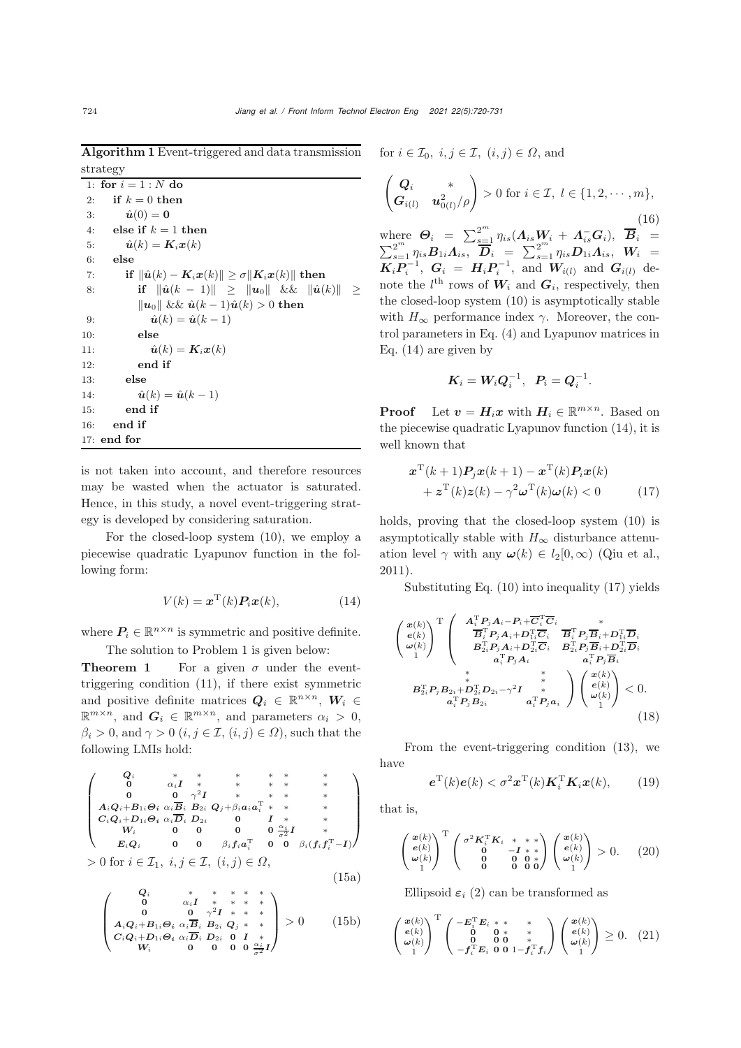**Algorithm 1** Event-triggered and data transmission strategy

```
1: for i = 1 : N do
2:   if k = 0 then
3:     û(0) = 0
4:   else if k = 1 then
5:     û(k) = K_i x(k)
6:   else
7:     if ‖û(k) − K_i x(k)‖ ≥ σ‖K_i x(k)‖ then
8:       if ‖û(k − 1)‖ ≥ ‖u_0‖ && ‖û(k)‖ ≥ ‖u_0‖ && û(k−1)û(k) > 0 then
9:         û(k) = û(k − 1)
10:      else
11:        û(k) = K_i x(k)
12:      end if
13:    else
14:      û(k) = û(k − 1)
15:    end if
16:  end if
17: end for
```

is not taken into account, and therefore resources may be wasted when the actuator is saturated. Hence, in this study, a novel event-triggering strategy is developed by considering saturation.

For the closed-loop system (10), we employ a piecewise quadratic Lyapunov function in the following form:

$$V(k) = \boldsymbol{x}^{\mathrm{T}}(k)\boldsymbol{P}_i\boldsymbol{x}(k), \tag{14}$$

where $\boldsymbol{P}_i \in \mathbb{R}^{n\times n}$ is symmetric and positive definite.

The solution to Problem 1 is given below:

**Theorem 1** For a given $\sigma$ under the event-triggering condition (11), if there exist symmetric and positive definite matrices $\boldsymbol{Q}_i \in \mathbb{R}^{n\times n}$, $\boldsymbol{W}_i \in \mathbb{R}^{m\times n}$, and $\boldsymbol{G}_i \in \mathbb{R}^{m\times n}$, and parameters $\alpha_i > 0$, $\beta_i > 0$, and $\gamma > 0$ $(i, j \in \mathcal{I}, (i, j) \in \Omega)$, such that the following LMIs hold:

$$\begin{pmatrix} \boldsymbol{Q}_i & * & * & * & * & * & * \\ \boldsymbol{0} & \alpha_i\boldsymbol{I} & * & * & * & * & * \\ \boldsymbol{0} & \boldsymbol{0} & \gamma^2\boldsymbol{I} & * & * & * & * \\ \boldsymbol{A}_i\boldsymbol{Q}_i+\boldsymbol{B}_{1i}\boldsymbol{\Theta}_i & \alpha_i\overline{\boldsymbol{B}}_i & \boldsymbol{B}_{2i} & \boldsymbol{Q}_j+\beta_i\boldsymbol{a}_i\boldsymbol{a}_i^{\mathrm{T}} & * & * & * \\ \boldsymbol{C}_i\boldsymbol{Q}_i+\boldsymbol{D}_{1i}\boldsymbol{\Theta}_i & \alpha_i\overline{\boldsymbol{D}}_i & \boldsymbol{D}_{2i} & \boldsymbol{0} & \boldsymbol{I} & * & * \\ \boldsymbol{W}_i & \boldsymbol{0} & \boldsymbol{0} & \boldsymbol{0} & \boldsymbol{0} & \frac{\alpha_i}{\sigma^2}\boldsymbol{I} & * \\ \boldsymbol{E}_i\boldsymbol{Q}_i & \boldsymbol{0} & \boldsymbol{0} & \beta_i\boldsymbol{f}_i\boldsymbol{a}_i^{\mathrm{T}} & \boldsymbol{0} & \boldsymbol{0} & \beta_i(\boldsymbol{f}_i\boldsymbol{f}_i^{\mathrm{T}}-\boldsymbol{I}) \end{pmatrix}$$
$$> 0 \text{ for } i \in \mathcal{I}_1,\ i, j \in \mathcal{I},\ (i, j) \in \Omega, \tag{15a}$$

$$\begin{pmatrix} \boldsymbol{Q}_i & * & * & * & * & * \\ \boldsymbol{0} & \alpha_i\boldsymbol{I} & * & * & * & * \\ \boldsymbol{0} & \boldsymbol{0} & \gamma^2\boldsymbol{I} & * & * & * \\ \boldsymbol{A}_i\boldsymbol{Q}_i+\boldsymbol{B}_{1i}\boldsymbol{\Theta}_i & \alpha_i\overline{\boldsymbol{B}}_i & \boldsymbol{B}_{2i} & \boldsymbol{Q}_j & * & * \\ \boldsymbol{C}_i\boldsymbol{Q}_i+\boldsymbol{D}_{1i}\boldsymbol{\Theta}_i & \alpha_i\overline{\boldsymbol{D}}_i & \boldsymbol{D}_{2i} & \boldsymbol{0} & \boldsymbol{I} & * \\ \boldsymbol{W}_i & \boldsymbol{0} & \boldsymbol{0} & \boldsymbol{0} & \boldsymbol{0} & \frac{\alpha_i}{\sigma^2}\boldsymbol{I} \end{pmatrix} > 0 \tag{15b}$$

for $i \in \mathcal{I}_0,\ i, j \in \mathcal{I},\ (i, j) \in \Omega$, and

$$\begin{pmatrix} \boldsymbol{Q}_i & * \\ \boldsymbol{G}_{i(l)} & \boldsymbol{u}_{0(l)}^2/\rho \end{pmatrix} > 0 \text{ for } i \in \mathcal{I},\ l \in \{1, 2, \cdots, m\}, \tag{16}$$

where $\boldsymbol{\Theta}_i = \sum_{s=1}^{2^m}\eta_{is}(\boldsymbol{\Lambda}_{is}\boldsymbol{W}_i + \boldsymbol{\Lambda}_{is}^{-}\boldsymbol{G}_i)$, $\overline{\boldsymbol{B}}_i = \sum_{s=1}^{2^m}\eta_{is}\boldsymbol{B}_{1i}\boldsymbol{\Lambda}_{is}$, $\overline{\boldsymbol{D}}_i = \sum_{s=1}^{2^m}\eta_{is}\boldsymbol{D}_{1i}\boldsymbol{\Lambda}_{is}$, $\boldsymbol{W}_i = \boldsymbol{K}_i\boldsymbol{P}_i^{-1}$, $\boldsymbol{G}_i = \boldsymbol{H}_i\boldsymbol{P}_i^{-1}$, and $\boldsymbol{W}_{i(l)}$ and $\boldsymbol{G}_{i(l)}$ denote the $l^{\text{th}}$ rows of $\boldsymbol{W}_i$ and $\boldsymbol{G}_i$, respectively, then the closed-loop system (10) is asymptotically stable with $H_\infty$ performance index $\gamma$. Moreover, the control parameters in Eq. (4) and Lyapunov matrices in Eq. (14) are given by

$$\boldsymbol{K}_i = \boldsymbol{W}_i\boldsymbol{Q}_i^{-1},\quad \boldsymbol{P}_i = \boldsymbol{Q}_i^{-1}.$$

**Proof** Let $\boldsymbol{v} = \boldsymbol{H}_i\boldsymbol{x}$ with $\boldsymbol{H}_i \in \mathbb{R}^{m\times n}$. Based on the piecewise quadratic Lyapunov function (14), it is well known that

$$\boldsymbol{x}^{\mathrm{T}}(k+1)\boldsymbol{P}_j\boldsymbol{x}(k+1) - \boldsymbol{x}^{\mathrm{T}}(k)\boldsymbol{P}_i\boldsymbol{x}(k) + \boldsymbol{z}^{\mathrm{T}}(k)\boldsymbol{z}(k) - \gamma^2\boldsymbol{\omega}^{\mathrm{T}}(k)\boldsymbol{\omega}(k) < 0 \tag{17}$$

holds, proving that the closed-loop system (10) is asymptotically stable with $H_\infty$ disturbance attenuation level $\gamma$ with any $\boldsymbol{\omega}(k) \in l_2[0, \infty)$ (Qiu et al., 2011).

Substituting Eq. (10) into inequality (17) yields

$$\begin{pmatrix} \boldsymbol{x}(k) \\ \boldsymbol{e}(k) \\ \boldsymbol{\omega}(k) \\ 1 \end{pmatrix}^{\mathrm{T}} \begin{pmatrix} \boldsymbol{A}_i^{\mathrm{T}}\boldsymbol{P}_j\boldsymbol{A}_i-\boldsymbol{P}_i+\overline{\boldsymbol{C}}_i^{\mathrm{T}}\overline{\boldsymbol{C}}_i & * & * & * \\ \overline{\boldsymbol{B}}_i^{\mathrm{T}}\boldsymbol{P}_j\boldsymbol{A}_i+\boldsymbol{D}_{1i}^{\mathrm{T}}\overline{\boldsymbol{C}}_i & \overline{\boldsymbol{B}}_i^{\mathrm{T}}\boldsymbol{P}_j\overline{\boldsymbol{B}}_i+\boldsymbol{D}_{1i}^{\mathrm{T}}\overline{\boldsymbol{D}}_i & * & * \\ \boldsymbol{B}_{2i}^{\mathrm{T}}\boldsymbol{P}_j\boldsymbol{A}_i+\boldsymbol{D}_{2i}^{\mathrm{T}}\overline{\boldsymbol{C}}_i & \boldsymbol{B}_{2i}^{\mathrm{T}}\boldsymbol{P}_j\overline{\boldsymbol{B}}_i+\boldsymbol{D}_{2i}^{\mathrm{T}}\overline{\boldsymbol{D}}_i & \boldsymbol{B}_{2i}^{\mathrm{T}}\boldsymbol{P}_j\boldsymbol{B}_{2i}+\boldsymbol{D}_{2i}^{\mathrm{T}}\boldsymbol{D}_{2i}-\gamma^2\boldsymbol{I} & * \\ \boldsymbol{a}_i^{\mathrm{T}}\boldsymbol{P}_j\boldsymbol{A}_i & \boldsymbol{a}_i^{\mathrm{T}}\boldsymbol{P}_j\overline{\boldsymbol{B}}_i & \boldsymbol{a}_i^{\mathrm{T}}\boldsymbol{P}_j\boldsymbol{B}_{2i} & \boldsymbol{a}_i^{\mathrm{T}}\boldsymbol{P}_j\boldsymbol{a}_i \end{pmatrix} \begin{pmatrix} \boldsymbol{x}(k) \\ \boldsymbol{e}(k) \\ \boldsymbol{\omega}(k) \\ 1 \end{pmatrix} < 0. \tag{18}$$

From the event-triggering condition (13), we have

$$\boldsymbol{e}^{\mathrm{T}}(k)\boldsymbol{e}(k) < \sigma^2\boldsymbol{x}^{\mathrm{T}}(k)\boldsymbol{K}_i^{\mathrm{T}}\boldsymbol{K}_i\boldsymbol{x}(k), \tag{19}$$

that is,

$$\begin{pmatrix} \boldsymbol{x}(k) \\ \boldsymbol{e}(k) \\ \boldsymbol{\omega}(k) \\ 1 \end{pmatrix}^{\mathrm{T}} \begin{pmatrix} \sigma^2\boldsymbol{K}_i^{\mathrm{T}}\boldsymbol{K}_i & * & * & * \\ \boldsymbol{0} & -\boldsymbol{I} & * & * \\ \boldsymbol{0} & \boldsymbol{0} & \boldsymbol{0} & * \\ \boldsymbol{0} & \boldsymbol{0} & \boldsymbol{0} & 0 \end{pmatrix} \begin{pmatrix} \boldsymbol{x}(k) \\ \boldsymbol{e}(k) \\ \boldsymbol{\omega}(k) \\ 1 \end{pmatrix} > 0. \tag{20}$$

Ellipsoid $\boldsymbol{\varepsilon}_i$ (2) can be transformed as

$$\begin{pmatrix} \boldsymbol{x}(k) \\ \boldsymbol{e}(k) \\ \boldsymbol{\omega}(k) \\ 1 \end{pmatrix}^{\mathrm{T}} \begin{pmatrix} -\boldsymbol{E}_i^{\mathrm{T}}\boldsymbol{E}_i & * & * & * \\ \boldsymbol{0} & \boldsymbol{0} & * & * \\ \boldsymbol{0} & \boldsymbol{0} & \boldsymbol{0} & * \\ -\boldsymbol{f}_i^{\mathrm{T}}\boldsymbol{E}_i & \boldsymbol{0} & \boldsymbol{0} & 1-\boldsymbol{f}_i^{\mathrm{T}}\boldsymbol{f}_i \end{pmatrix} \begin{pmatrix} \boldsymbol{x}(k) \\ \boldsymbol{e}(k) \\ \boldsymbol{\omega}(k) \\ 1 \end{pmatrix} \geq 0. \tag{21}$$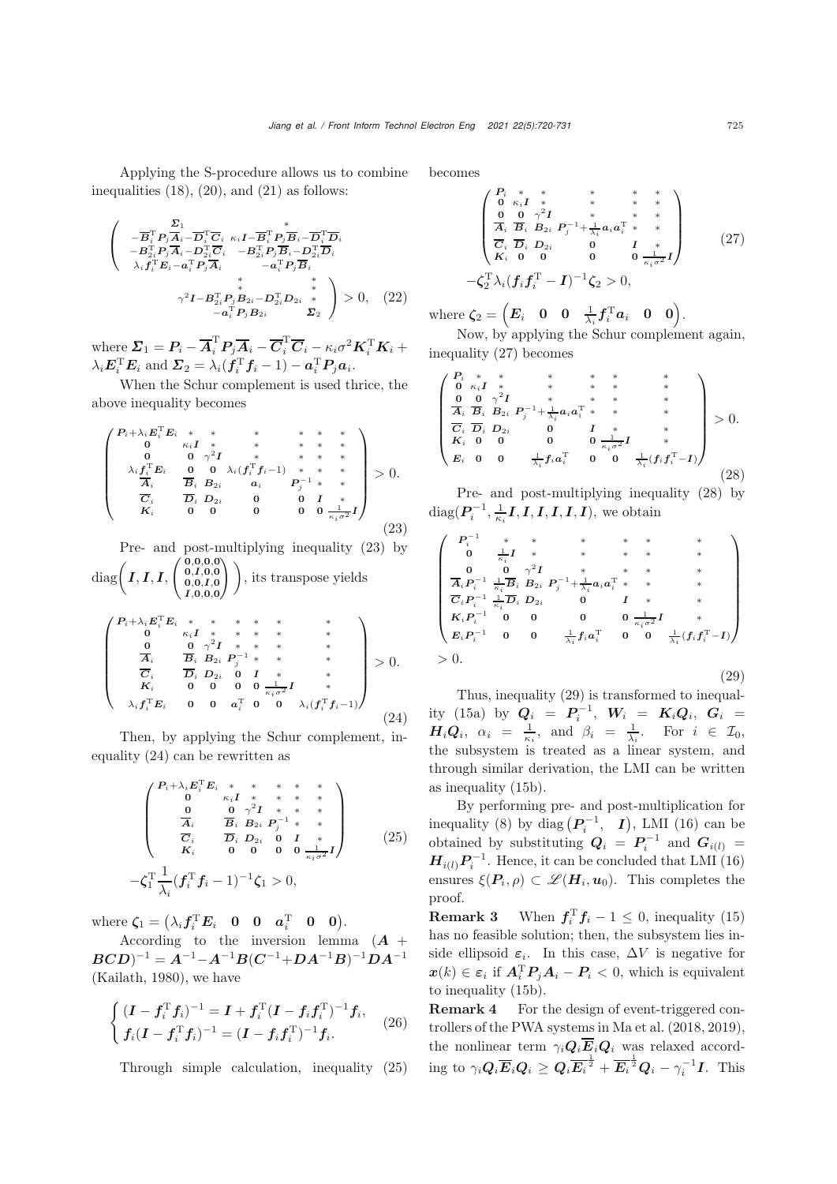Applying the S-procedure allows us to combine inequalities (18), (20), and (21) as follows:

$$\begin{pmatrix} \boldsymbol{\Sigma}_1 & * & * & * \\ -\overline{\boldsymbol{B}}_i^{\mathrm{T}}\boldsymbol{P}_j\overline{\boldsymbol{A}}_i-\overline{\boldsymbol{D}}_i^{\mathrm{T}}\overline{\boldsymbol{C}}_i & \kappa_i\boldsymbol{I}-\overline{\boldsymbol{B}}_i^{\mathrm{T}}\boldsymbol{P}_j\overline{\boldsymbol{B}}_i-\overline{\boldsymbol{D}}_i^{\mathrm{T}}\overline{\boldsymbol{D}}_i & * & * \\ -\boldsymbol{B}_{2i}^{\mathrm{T}}\boldsymbol{P}_j\overline{\boldsymbol{A}}_i-\boldsymbol{D}_{2i}^{\mathrm{T}}\overline{\boldsymbol{C}}_i & -\boldsymbol{B}_{2i}^{\mathrm{T}}\boldsymbol{P}_j\overline{\boldsymbol{B}}_i-\boldsymbol{D}_{2i}^{\mathrm{T}}\overline{\boldsymbol{D}}_i & \gamma^2\boldsymbol{I}-\boldsymbol{B}_{2i}^{\mathrm{T}}\boldsymbol{P}_j\boldsymbol{B}_{2i}-\boldsymbol{D}_{2i}^{\mathrm{T}}\boldsymbol{D}_{2i} & * \\ \lambda_i\boldsymbol{f}_i^{\mathrm{T}}\boldsymbol{E}_i-\boldsymbol{a}_i^{\mathrm{T}}\boldsymbol{P}_j\overline{\boldsymbol{A}}_i & -\boldsymbol{a}_i^{\mathrm{T}}\boldsymbol{P}_j\overline{\boldsymbol{B}}_i & -\boldsymbol{a}_i^{\mathrm{T}}\boldsymbol{P}_j\boldsymbol{B}_{2i} & \boldsymbol{\Sigma}_2 \end{pmatrix} > 0, \quad (22)$$

where $\boldsymbol{\Sigma}_1 = \boldsymbol{P}_i - \overline{\boldsymbol{A}}_i^{\mathrm{T}}\boldsymbol{P}_j\overline{\boldsymbol{A}}_i - \overline{\boldsymbol{C}}_i^{\mathrm{T}}\overline{\boldsymbol{C}}_i - \kappa_i\sigma^2\boldsymbol{K}_i^{\mathrm{T}}\boldsymbol{K}_i + \lambda_i\boldsymbol{E}_i^{\mathrm{T}}\boldsymbol{E}_i$ and $\boldsymbol{\Sigma}_2 = \lambda_i(\boldsymbol{f}_i^{\mathrm{T}}\boldsymbol{f}_i - 1) - \boldsymbol{a}_i^{\mathrm{T}}\boldsymbol{P}_j\boldsymbol{a}_i$.

When the Schur complement is used thrice, the above inequality becomes

$$\begin{pmatrix} \boldsymbol{P}_i+\lambda_i\boldsymbol{E}_i^{\mathrm{T}}\boldsymbol{E}_i & * & * & * & * & * & * \\ \boldsymbol{0} & \kappa_i\boldsymbol{I} & * & * & * & * & * \\ \boldsymbol{0} & \boldsymbol{0} & \gamma^2\boldsymbol{I} & * & * & * & * \\ \lambda_i\boldsymbol{f}_i^{\mathrm{T}}\boldsymbol{E}_i & \boldsymbol{0} & \boldsymbol{0} & \lambda_i(\boldsymbol{f}_i^{\mathrm{T}}\boldsymbol{f}_i-1) & * & * & * \\ \overline{\boldsymbol{A}}_i & \overline{\boldsymbol{B}}_i & \boldsymbol{B}_{2i} & \boldsymbol{a}_i & \boldsymbol{P}_j^{-1} & * & * \\ \overline{\boldsymbol{C}}_i & \overline{\boldsymbol{D}}_i & \boldsymbol{D}_{2i} & \boldsymbol{0} & \boldsymbol{0} & \boldsymbol{I} & * \\ \boldsymbol{K}_i & \boldsymbol{0} & \boldsymbol{0} & \boldsymbol{0} & \boldsymbol{0} & \boldsymbol{0} & \frac{1}{\kappa_i\sigma^2}\boldsymbol{I} \end{pmatrix} > 0. \quad (23)$$

Pre- and post-multiplying inequality (23) by $\mathrm{diag}\left(\boldsymbol{I}, \boldsymbol{I}, \boldsymbol{I}, \begin{pmatrix} \boldsymbol{0},\boldsymbol{0},\boldsymbol{0},\boldsymbol{0} \\ \boldsymbol{0},\boldsymbol{I},\boldsymbol{0},\boldsymbol{0} \\ \boldsymbol{0},\boldsymbol{0},\boldsymbol{I},\boldsymbol{0} \\ \boldsymbol{I},\boldsymbol{0},\boldsymbol{0},\boldsymbol{0} \end{pmatrix}\right)$, its transpose yields

$$\begin{pmatrix} \boldsymbol{P}_i+\lambda_i\boldsymbol{E}_i^{\mathrm{T}}\boldsymbol{E}_i & * & * & * & * & * & * \\ \boldsymbol{0} & \kappa_i\boldsymbol{I} & * & * & * & * & * \\ \boldsymbol{0} & \boldsymbol{0} & \gamma^2\boldsymbol{I} & * & * & * & * \\ \overline{\boldsymbol{A}}_i & \overline{\boldsymbol{B}}_i & \boldsymbol{B}_{2i} & \boldsymbol{P}_j^{-1} & * & * & * \\ \overline{\boldsymbol{C}}_i & \overline{\boldsymbol{D}}_i & \boldsymbol{D}_{2i} & \boldsymbol{0} & \boldsymbol{I} & * & * \\ \boldsymbol{K}_i & \boldsymbol{0} & \boldsymbol{0} & \boldsymbol{0} & \boldsymbol{0} & \frac{1}{\kappa_i\sigma^2}\boldsymbol{I} & * \\ \lambda_i\boldsymbol{f}_i^{\mathrm{T}}\boldsymbol{E}_i & \boldsymbol{0} & \boldsymbol{0} & \boldsymbol{a}_i^{\mathrm{T}} & \boldsymbol{0} & \boldsymbol{0} & \lambda_i(\boldsymbol{f}_i^{\mathrm{T}}\boldsymbol{f}_i-1) \end{pmatrix} > 0. \quad (24)$$

Then, by applying the Schur complement, inequality (24) can be rewritten as

$$\begin{pmatrix} \boldsymbol{P}_i+\lambda_i\boldsymbol{E}_i^{\mathrm{T}}\boldsymbol{E}_i & * & * & * & * & * \\ \boldsymbol{0} & \kappa_i\boldsymbol{I} & * & * & * & * \\ \boldsymbol{0} & \boldsymbol{0} & \gamma^2\boldsymbol{I} & * & * & * \\ \overline{\boldsymbol{A}}_i & \overline{\boldsymbol{B}}_i & \boldsymbol{B}_{2i} & \boldsymbol{P}_j^{-1} & * & * \\ \overline{\boldsymbol{C}}_i & \overline{\boldsymbol{D}}_i & \boldsymbol{D}_{2i} & \boldsymbol{0} & \boldsymbol{I} & * \\ \boldsymbol{K}_i & \boldsymbol{0} & \boldsymbol{0} & \boldsymbol{0} & \boldsymbol{0} & \frac{1}{\kappa_i\sigma^2}\boldsymbol{I} \end{pmatrix} -\boldsymbol{\zeta}_1^{\mathrm{T}}\frac{1}{\lambda_i}(\boldsymbol{f}_i^{\mathrm{T}}\boldsymbol{f}_i-1)^{-1}\boldsymbol{\zeta}_1 > 0, \quad (25)$$

where $\boldsymbol{\zeta}_1 = \begin{pmatrix} \lambda_i\boldsymbol{f}_i^{\mathrm{T}}\boldsymbol{E}_i & \boldsymbol{0} & \boldsymbol{0} & \boldsymbol{a}_i^{\mathrm{T}} & \boldsymbol{0} & \boldsymbol{0} \end{pmatrix}$.

According to the inversion lemma $(\boldsymbol{A} + \boldsymbol{BCD})^{-1} = \boldsymbol{A}^{-1} - \boldsymbol{A}^{-1}\boldsymbol{B}(\boldsymbol{C}^{-1} + \boldsymbol{DA}^{-1}\boldsymbol{B})^{-1}\boldsymbol{DA}^{-1}$ (Kailath, 1980), we have

$$\begin{cases} (\boldsymbol{I} - \boldsymbol{f}_i^{\mathrm{T}}\boldsymbol{f}_i)^{-1} = \boldsymbol{I} + \boldsymbol{f}_i^{\mathrm{T}}(\boldsymbol{I} - \boldsymbol{f}_i\boldsymbol{f}_i^{\mathrm{T}})^{-1}\boldsymbol{f}_i, \\ \boldsymbol{f}_i(\boldsymbol{I} - \boldsymbol{f}_i^{\mathrm{T}}\boldsymbol{f}_i)^{-1} = (\boldsymbol{I} - \boldsymbol{f}_i\boldsymbol{f}_i^{\mathrm{T}})^{-1}\boldsymbol{f}_i. \end{cases} \quad (26)$$

Through simple calculation, inequality (25) becomes

$$\begin{pmatrix} \boldsymbol{P}_i & * & * & * & * & * \\ \boldsymbol{0} & \kappa_i\boldsymbol{I} & * & * & * & * \\ \boldsymbol{0} & \boldsymbol{0} & \gamma^2\boldsymbol{I} & * & * & * \\ \overline{\boldsymbol{A}}_i & \overline{\boldsymbol{B}}_i & \boldsymbol{B}_{2i} & \boldsymbol{P}_j^{-1}+\frac{1}{\lambda_i}\boldsymbol{a}_i\boldsymbol{a}_i^{\mathrm{T}} & * & * \\ \overline{\boldsymbol{C}}_i & \overline{\boldsymbol{D}}_i & \boldsymbol{D}_{2i} & \boldsymbol{0} & \boldsymbol{I} & * \\ \boldsymbol{K}_i & \boldsymbol{0} & \boldsymbol{0} & \boldsymbol{0} & \boldsymbol{0} & \frac{1}{\kappa_i\sigma^2}\boldsymbol{I} \end{pmatrix} -\boldsymbol{\zeta}_2^{\mathrm{T}}\lambda_i(\boldsymbol{f}_i\boldsymbol{f}_i^{\mathrm{T}}-\boldsymbol{I})^{-1}\boldsymbol{\zeta}_2 > 0, \quad (27)$$

where $\boldsymbol{\zeta}_2 = \begin{pmatrix} \boldsymbol{E}_i & \boldsymbol{0} & \boldsymbol{0} & \frac{1}{\lambda_i}\boldsymbol{f}_i^{\mathrm{T}}\boldsymbol{a}_i & \boldsymbol{0} & \boldsymbol{0} \end{pmatrix}$.

Now, by applying the Schur complement again, inequality (27) becomes

$$\begin{pmatrix} \boldsymbol{P}_i & * & * & * & * & * & * \\ \boldsymbol{0} & \kappa_i\boldsymbol{I} & * & * & * & * & * \\ \boldsymbol{0} & \boldsymbol{0} & \gamma^2\boldsymbol{I} & * & * & * & * \\ \overline{\boldsymbol{A}}_i & \overline{\boldsymbol{B}}_i & \boldsymbol{B}_{2i} & \boldsymbol{P}_j^{-1}+\frac{1}{\lambda_i}\boldsymbol{a}_i\boldsymbol{a}_i^{\mathrm{T}} & * & * & * \\ \overline{\boldsymbol{C}}_i & \overline{\boldsymbol{D}}_i & \boldsymbol{D}_{2i} & \boldsymbol{0} & \boldsymbol{I} & * & * \\ \boldsymbol{K}_i & \boldsymbol{0} & \boldsymbol{0} & \boldsymbol{0} & \boldsymbol{0} & \frac{1}{\kappa_i\sigma^2}\boldsymbol{I} & * \\ \boldsymbol{E}_i & \boldsymbol{0} & \boldsymbol{0} & \frac{1}{\lambda_i}\boldsymbol{f}_i\boldsymbol{a}_i^{\mathrm{T}} & \boldsymbol{0} & \boldsymbol{0} & \frac{1}{\lambda_i}(\boldsymbol{f}_i\boldsymbol{f}_i^{\mathrm{T}}-\boldsymbol{I}) \end{pmatrix} > 0. \quad (28)$$

Pre- and post-multiplying inequality (28) by $\mathrm{diag}(\boldsymbol{P}_i^{-1}, \frac{1}{\kappa_i}\boldsymbol{I}, \boldsymbol{I}, \boldsymbol{I}, \boldsymbol{I}, \boldsymbol{I}, \boldsymbol{I})$, we obtain

$$\begin{pmatrix} \boldsymbol{P}_i^{-1} & * & * & * & * & * & * \\ \boldsymbol{0} & \frac{1}{\kappa_i}\boldsymbol{I} & * & * & * & * & * \\ \boldsymbol{0} & \boldsymbol{0} & \gamma^2\boldsymbol{I} & * & * & * & * \\ \overline{\boldsymbol{A}}_i\boldsymbol{P}_i^{-1} & \frac{1}{\kappa_i}\overline{\boldsymbol{B}}_i & \boldsymbol{B}_{2i} & \boldsymbol{P}_j^{-1}+\frac{1}{\lambda_i}\boldsymbol{a}_i\boldsymbol{a}_i^{\mathrm{T}} & * & * & * \\ \overline{\boldsymbol{C}}_i\boldsymbol{P}_i^{-1} & \frac{1}{\kappa_i}\overline{\boldsymbol{D}}_i & \boldsymbol{D}_{2i} & \boldsymbol{0} & \boldsymbol{I} & * & * \\ \boldsymbol{K}_i\boldsymbol{P}_i^{-1} & \boldsymbol{0} & \boldsymbol{0} & \boldsymbol{0} & \boldsymbol{0} & \frac{1}{\kappa_i\sigma^2}\boldsymbol{I} & * \\ \boldsymbol{E}_i\boldsymbol{P}_i^{-1} & \boldsymbol{0} & \boldsymbol{0} & \frac{1}{\lambda_i}\boldsymbol{f}_i\boldsymbol{a}_i^{\mathrm{T}} & \boldsymbol{0} & \boldsymbol{0} & \frac{1}{\lambda_i}(\boldsymbol{f}_i\boldsymbol{f}_i^{\mathrm{T}}-\boldsymbol{I}) \end{pmatrix} > 0. \quad (29)$$

Thus, inequality (29) is transformed to inequality (15a) by $\boldsymbol{Q}_i = \boldsymbol{P}_i^{-1}$, $\boldsymbol{W}_i = \boldsymbol{K}_i\boldsymbol{Q}_i$, $\boldsymbol{G}_i = \boldsymbol{H}_i\boldsymbol{Q}_i$, $\alpha_i = \frac{1}{\kappa_i}$, and $\beta_i = \frac{1}{\lambda_i}$. For $i \in \mathcal{I}_0$, the subsystem is treated as a linear system, and through similar derivation, the LMI can be written as inequality (15b).

By performing pre- and post-multiplication for inequality (8) by $\mathrm{diag}\left(\boldsymbol{P}_i^{-1}, \ \boldsymbol{I}\right)$, LMI (16) can be obtained by substituting $\boldsymbol{Q}_i = \boldsymbol{P}_i^{-1}$ and $\boldsymbol{G}_{i(l)} = \boldsymbol{H}_{i(l)}\boldsymbol{P}_i^{-1}$. Hence, it can be concluded that LMI (16) ensures $\xi(\boldsymbol{P}_i, \rho) \subset \mathscr{L}(\boldsymbol{H}_i, \boldsymbol{u}_0)$. This completes the proof.

**Remark 3** When $\boldsymbol{f}_i^{\mathrm{T}}\boldsymbol{f}_i - 1 \leq 0$, inequality (15) has no feasible solution; then, the subsystem lies inside ellipsoid $\boldsymbol{\varepsilon}_i$. In this case, $\Delta V$ is negative for $\boldsymbol{x}(k) \in \boldsymbol{\varepsilon}_i$ if $\boldsymbol{A}_i^{\mathrm{T}}\boldsymbol{P}_j\boldsymbol{A}_i - \boldsymbol{P}_i < 0$, which is equivalent to inequality (15b).

**Remark 4** For the design of event-triggered controllers of the PWA systems in Ma et al. (2018, 2019), the nonlinear term $\gamma_i\boldsymbol{Q}_i\overline{\boldsymbol{E}}_i\boldsymbol{Q}_i$ was relaxed according to $\gamma_i\boldsymbol{Q}_i\overline{\boldsymbol{E}}_i\boldsymbol{Q}_i \geq \boldsymbol{Q}_i\overline{\boldsymbol{E}}_i^{\frac{1}{2}} + \overline{\boldsymbol{E}}_i^{\frac{1}{2}}\boldsymbol{Q}_i - \gamma_i^{-1}\boldsymbol{I}$. This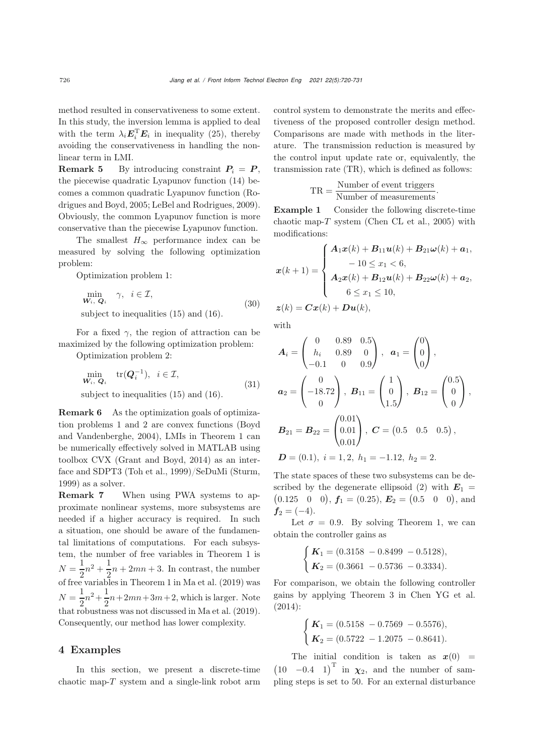method resulted in conservativeness to some extent. In this study, the inversion lemma is applied to deal with the term $\lambda_i \boldsymbol{E}_i^{\mathrm{T}} \boldsymbol{E}_i$ in inequality (25), thereby avoiding the conservativeness in handling the nonlinear term in LMI.

**Remark 5** By introducing constraint $\boldsymbol{P}_i = \boldsymbol{P}$, the piecewise quadratic Lyapunov function (14) becomes a common quadratic Lyapunov function (Rodrigues and Boyd, 2005; LeBel and Rodrigues, 2009). Obviously, the common Lyapunov function is more conservative than the piecewise Lyapunov function.

The smallest $H_\infty$ performance index can be measured by solving the following optimization problem:

Optimization problem 1:

$$\begin{aligned} &\min_{\boldsymbol{W}_i,\ \boldsymbol{Q}_i} \quad \gamma, \quad i \in \mathcal{I}, \\ &\text{subject to inequalities (15) and (16).} \end{aligned} \tag{30}$$

For a fixed $\gamma$, the region of attraction can be maximized by the following optimization problem:

Optimization problem 2:

$$\begin{aligned} &\min_{\boldsymbol{W}_i,\ \boldsymbol{Q}_i} \quad \operatorname{tr}(\boldsymbol{Q}_i^{-1}), \quad i \in \mathcal{I}, \\ &\text{subject to inequalities (15) and (16).} \end{aligned} \tag{31}$$

**Remark 6** As the optimization goals of optimization problems 1 and 2 are convex functions (Boyd and Vandenberghe, 2004), LMIs in Theorem 1 can be numerically effectively solved in MATLAB using toolbox CVX (Grant and Boyd, 2014) as an interface and SDPT3 (Toh et al., 1999)/SeDuMi (Sturm, 1999) as a solver.

**Remark 7** When using PWA systems to approximate nonlinear systems, more subsystems are needed if a higher accuracy is required. In such a situation, one should be aware of the fundamental limitations of computations. For each subsystem, the number of free variables in Theorem 1 is $N = \frac{1}{2}n^2 + \frac{1}{2}n + 2mn + 3$. In contrast, the number of free variables in Theorem 1 in Ma et al. (2019) was $N = \frac{1}{2}n^2 + \frac{1}{2}n + 2mn + 3m + 2$, which is larger. Note that robustness was not discussed in Ma et al. (2019). Consequently, our method has lower complexity.

## 4 Examples

In this section, we present a discrete-time chaotic map-$T$ system and a single-link robot arm control system to demonstrate the merits and effectiveness of the proposed controller design method. Comparisons are made with methods in the literature. The transmission reduction is measured by the control input update rate or, equivalently, the transmission rate (TR), which is defined as follows:

$$\mathrm{TR} = \frac{\text{Number of event triggers}}{\text{Number of measurements}}.$$

**Example 1** Consider the following discrete-time chaotic map-$T$ system (Chen CL et al., 2005) with modifications:

$$\boldsymbol{x}(k+1) = \begin{cases} \boldsymbol{A}_1\boldsymbol{x}(k) + \boldsymbol{B}_{11}\boldsymbol{u}(k) + \boldsymbol{B}_{21}\boldsymbol{\omega}(k) + \boldsymbol{a}_1, \\ \quad -10 \le x_1 < 6, \\ \boldsymbol{A}_2\boldsymbol{x}(k) + \boldsymbol{B}_{12}\boldsymbol{u}(k) + \boldsymbol{B}_{22}\boldsymbol{\omega}(k) + \boldsymbol{a}_2, \\ \quad 6 \le x_1 \le 10, \end{cases}$$

$$\boldsymbol{z}(k) = \boldsymbol{C}\boldsymbol{x}(k) + \boldsymbol{D}\boldsymbol{u}(k),$$

with

$$\boldsymbol{A}_i = \begin{pmatrix} 0 & 0.89 & 0.5 \\ h_i & 0.89 & 0 \\ -0.1 & 0 & 0.9 \end{pmatrix}, \ \boldsymbol{a}_1 = \begin{pmatrix} 0 \\ 0 \\ 0 \end{pmatrix},$$

$$\boldsymbol{a}_2 = \begin{pmatrix} 0 \\ -18.72 \\ 0 \end{pmatrix}, \ \boldsymbol{B}_{11} = \begin{pmatrix} 1 \\ 0 \\ 1.5 \end{pmatrix}, \ \boldsymbol{B}_{12} = \begin{pmatrix} 0.5 \\ 0 \\ 0 \end{pmatrix},$$

$$\boldsymbol{B}_{21} = \boldsymbol{B}_{22} = \begin{pmatrix} 0.01 \\ 0.01 \\ 0.01 \end{pmatrix}, \ \boldsymbol{C} = \begin{pmatrix} 0.5 & 0.5 & 0.5 \end{pmatrix},$$

$$\boldsymbol{D} = (0.1), \ i = 1, 2, \ h_1 = -1.12, \ h_2 = 2.$$

The state spaces of these two subsystems can be described by the degenerate ellipsoid (2) with $\boldsymbol{E}_1 = \begin{pmatrix} 0.125 & 0 & 0 \end{pmatrix}$, $\boldsymbol{f}_1 = (0.25)$, $\boldsymbol{E}_2 = \begin{pmatrix} 0.5 & 0 & 0 \end{pmatrix}$, and $\boldsymbol{f}_2 = (-4)$.

Let $\sigma = 0.9$. By solving Theorem 1, we can obtain the controller gains as

$$\begin{cases} \boldsymbol{K}_1 = (0.3158 \ \ -0.8499 \ \ -0.5128), \\ \boldsymbol{K}_2 = (0.3661 \ \ -0.5736 \ \ -0.3334). \end{cases}$$

For comparison, we obtain the following controller gains by applying Theorem 3 in Chen YG et al. (2014):

$$\begin{cases} \boldsymbol{K}_1 = (0.5158 \ \ -0.7569 \ \ -0.5576), \\ \boldsymbol{K}_2 = (0.5722 \ \ -1.2075 \ \ -0.8641). \end{cases}$$

The initial condition is taken as $\boldsymbol{x}(0) = \begin{pmatrix} 10 & -0.4 & 1 \end{pmatrix}^{\mathrm{T}}$ in $\boldsymbol{\chi}_2$, and the number of sampling steps is set to 50. For an external disturbance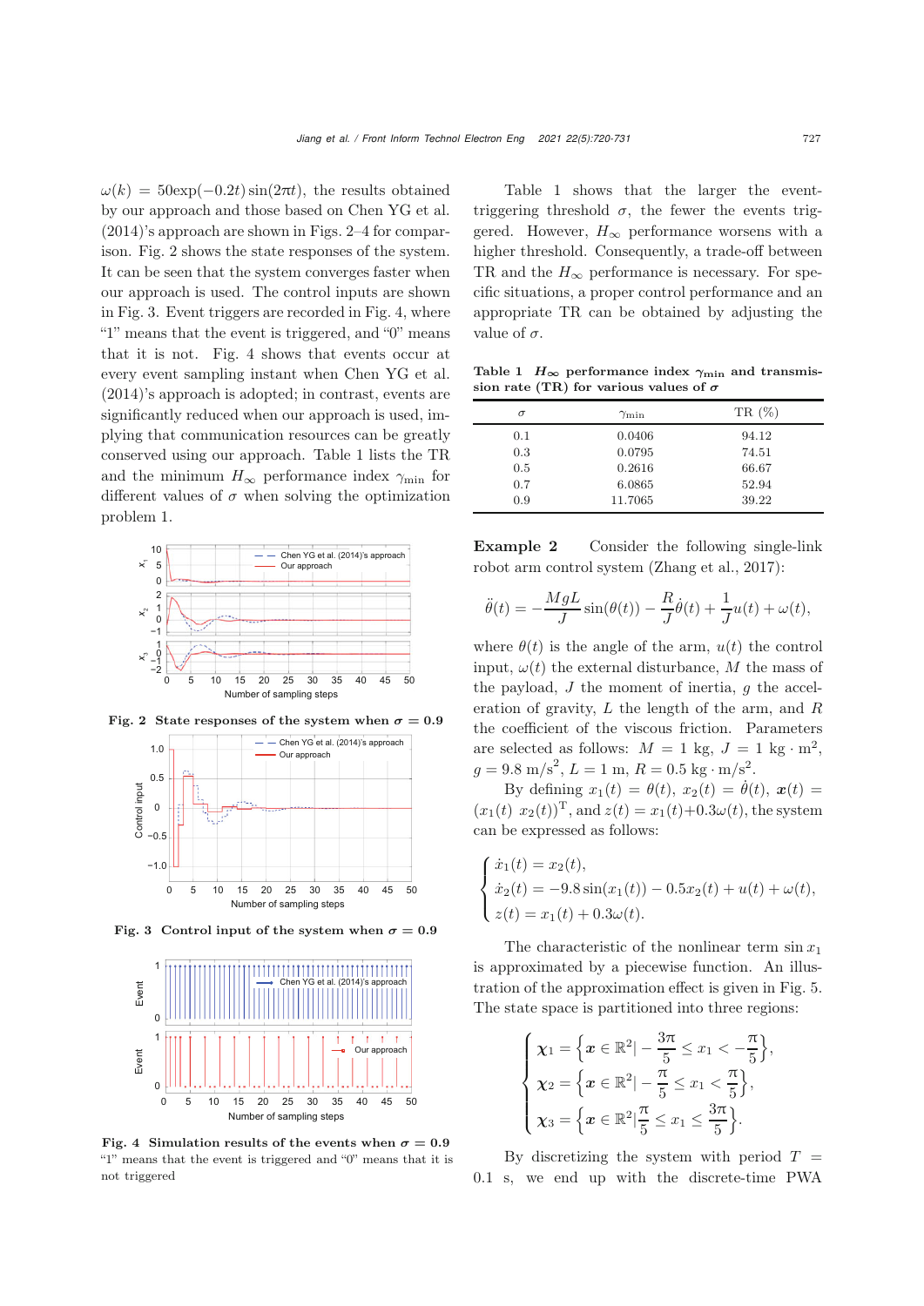$\omega(k) = 50\exp(-0.2t)\sin(2\pi t)$, the results obtained by our approach and those based on Chen YG et al. (2014)'s approach are shown in Figs. 2–4 for comparison. Fig. 2 shows the state responses of the system. It can be seen that the system converges faster when our approach is used. The control inputs are shown in Fig. 3. Event triggers are recorded in Fig. 4, where "1" means that the event is triggered, and "0" means that it is not. Fig. 4 shows that events occur at every event sampling instant when Chen YG et al. (2014)'s approach is adopted; in contrast, events are significantly reduced when our approach is used, implying that communication resources can be greatly conserved using our approach. Table 1 lists the TR and the minimum $H_\infty$ performance index $\gamma_{\min}$ for different values of $\sigma$ when solving the optimization problem 1.

**Fig. 2 State responses of the system when $\sigma = 0.9$**

**Fig. 3 Control input of the system when $\sigma = 0.9$**

**Fig. 4 Simulation results of the events when $\sigma = 0.9$**
"1" means that the event is triggered and "0" means that it is not triggered

Table 1 shows that the larger the event-triggering threshold $\sigma$, the fewer the events triggered. However, $H_\infty$ performance worsens with a higher threshold. Consequently, a trade-off between TR and the $H_\infty$ performance is necessary. For specific situations, a proper control performance and an appropriate TR can be obtained by adjusting the value of $\sigma$.

**Table 1 $H_\infty$ performance index $\gamma_{\min}$ and transmission rate (TR) for various values of $\sigma$**

| $\sigma$ | $\gamma_{\min}$ | TR (%) |
|---|---|---|
| 0.1 | 0.0406 | 94.12 |
| 0.3 | 0.0795 | 74.51 |
| 0.5 | 0.2616 | 66.67 |
| 0.7 | 6.0865 | 52.94 |
| 0.9 | 11.7065 | 39.22 |

**Example 2** Consider the following single-link robot arm control system (Zhang et al., 2017):

$$\ddot{\theta}(t) = -\frac{MgL}{J}\sin(\theta(t)) - \frac{R}{J}\dot{\theta}(t) + \frac{1}{J}u(t) + \omega(t),$$

where $\theta(t)$ is the angle of the arm, $u(t)$ the control input, $\omega(t)$ the external disturbance, $M$ the mass of the payload, $J$ the moment of inertia, $g$ the acceleration of gravity, $L$ the length of the arm, and $R$ the coefficient of the viscous friction. Parameters are selected as follows: $M = 1$ kg, $J = 1$ kg $\cdot$ m$^2$, $g = 9.8$ m/s$^2$, $L = 1$ m, $R = 0.5$ kg $\cdot$ m/s$^2$.

By defining $x_1(t) = \theta(t)$, $x_2(t) = \dot{\theta}(t)$, $\boldsymbol{x}(t) = (x_1(t) \ x_2(t))^{\mathrm{T}}$, and $z(t) = x_1(t) + 0.3\omega(t)$, the system can be expressed as follows:

$$\begin{cases} \dot{x}_1(t) = x_2(t), \\ \dot{x}_2(t) = -9.8\sin(x_1(t)) - 0.5x_2(t) + u(t) + \omega(t), \\ z(t) = x_1(t) + 0.3\omega(t). \end{cases}$$

The characteristic of the nonlinear term $\sin x_1$ is approximated by a piecewise function. An illustration of the approximation effect is given in Fig. 5. The state space is partitioned into three regions:

$$\begin{cases} \chi_1 = \left\{\boldsymbol{x} \in \mathbb{R}^2 | -\dfrac{3\pi}{5} \le x_1 < -\dfrac{\pi}{5}\right\}, \\ \chi_2 = \left\{\boldsymbol{x} \in \mathbb{R}^2 | -\dfrac{\pi}{5} \le x_1 < \dfrac{\pi}{5}\right\}, \\ \chi_3 = \left\{\boldsymbol{x} \in \mathbb{R}^2 | \dfrac{\pi}{5} \le x_1 \le \dfrac{3\pi}{5}\right\}. \end{cases}$$

By discretizing the system with period $T = 0.1$ s, we end up with the discrete-time PWA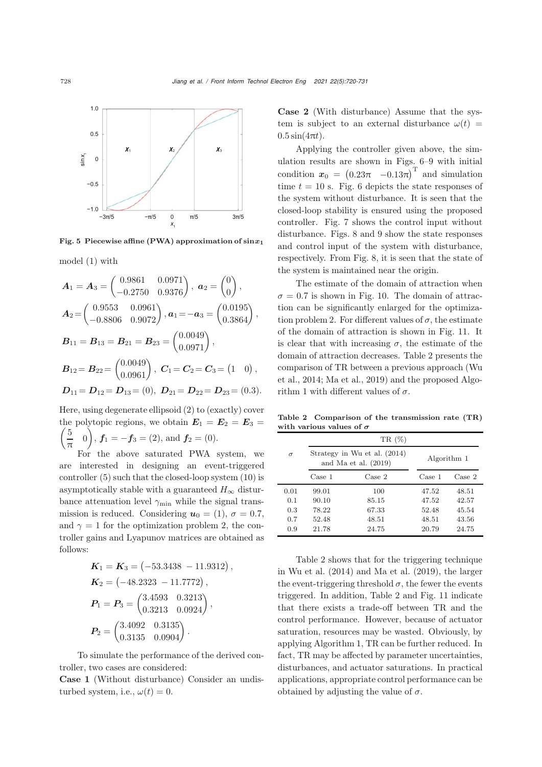Fig. 5 Piecewise affine (PWA) approximation of $\sin x_1$

model (1) with

$$\boldsymbol{A}_1=\boldsymbol{A}_3=\begin{pmatrix}0.9861 & 0.0971\\ -0.2750 & 0.9376\end{pmatrix},\ \boldsymbol{a}_2=\begin{pmatrix}0\\0\end{pmatrix},$$

$$\boldsymbol{A}_2=\begin{pmatrix}0.9553 & 0.0961\\ -0.8806 & 0.9072\end{pmatrix},\boldsymbol{a}_1=-\boldsymbol{a}_3=\begin{pmatrix}0.0195\\0.3864\end{pmatrix},$$

$$\boldsymbol{B}_{11}=\boldsymbol{B}_{13}=\boldsymbol{B}_{21}=\boldsymbol{B}_{23}=\begin{pmatrix}0.0049\\0.0971\end{pmatrix},$$

$$\boldsymbol{B}_{12}=\boldsymbol{B}_{22}=\begin{pmatrix}0.0049\\0.0961\end{pmatrix},\ \boldsymbol{C}_1=\boldsymbol{C}_2=\boldsymbol{C}_3=\begin{pmatrix}1 & 0\end{pmatrix},$$

$$\boldsymbol{D}_{11}=\boldsymbol{D}_{12}=\boldsymbol{D}_{13}=(0),\ \boldsymbol{D}_{21}=\boldsymbol{D}_{22}=\boldsymbol{D}_{23}=(0.3).$$

Here, using degenerate ellipsoid (2) to (exactly) cover the polytopic regions, we obtain $\boldsymbol{E}_1=\boldsymbol{E}_2=\boldsymbol{E}_3=\begin{pmatrix}\frac{5}{\pi} & 0\end{pmatrix}$, $\boldsymbol{f}_1=-\boldsymbol{f}_3=(2)$, and $\boldsymbol{f}_2=(0)$.

For the above saturated PWA system, we are interested in designing an event-triggered controller (5) such that the closed-loop system (10) is asymptotically stable with a guaranteed $H_\infty$ disturbance attenuation level $\gamma_{\min}$ while the signal transmission is reduced. Considering $\boldsymbol{u}_0=(1)$, $\sigma=0.7$, and $\gamma=1$ for the optimization problem 2, the controller gains and Lyapunov matrices are obtained as follows:

$$\boldsymbol{K}_1=\boldsymbol{K}_3=\begin{pmatrix}-53.3438 & -11.9312\end{pmatrix},$$

$$\boldsymbol{K}_2=\begin{pmatrix}-48.2323 & -11.7772\end{pmatrix},$$

$$\boldsymbol{P}_1=\boldsymbol{P}_3=\begin{pmatrix}3.4593 & 0.3213\\ 0.3213 & 0.0924\end{pmatrix},$$

$$\boldsymbol{P}_2=\begin{pmatrix}3.4092 & 0.3135\\ 0.3135 & 0.0904\end{pmatrix}.$$

To simulate the performance of the derived controller, two cases are considered:

**Case 1** (Without disturbance) Consider an undisturbed system, i.e., $\omega(t)=0$.

**Case 2** (With disturbance) Assume that the system is subject to an external disturbance $\omega(t)=0.5\sin(4\pi t)$.

Applying the controller given above, the simulation results are shown in Figs. 6–9 with initial condition $\boldsymbol{x}_0=\begin{pmatrix}0.23\pi & -0.13\pi\end{pmatrix}^{\mathrm{T}}$ and simulation time $t=10$ s. Fig. 6 depicts the state responses of the system without disturbance. It is seen that the closed-loop stability is ensured using the proposed controller. Fig. 7 shows the control input without disturbance. Figs. 8 and 9 show the state responses and control input of the system with disturbance, respectively. From Fig. 8, it is seen that the state of the system is maintained near the origin.

The estimate of the domain of attraction when $\sigma=0.7$ is shown in Fig. 10. The domain of attraction can be significantly enlarged for the optimization problem 2. For different values of $\sigma$, the estimate of the domain of attraction is shown in Fig. 11. It is clear that with increasing $\sigma$, the estimate of the domain of attraction decreases. Table 2 presents the comparison of TR between a previous approach (Wu et al., 2014; Ma et al., 2019) and the proposed Algorithm 1 with different values of $\sigma$.

**Table 2 Comparison of the transmission rate (TR) with various values of $\sigma$**

| $\sigma$ | TR (%) | | | |
|---|---|---|---|---|
| | Strategy in Wu et al. (2014) and Ma et al. (2019) | | Algorithm 1 | |
| | Case 1 | Case 2 | Case 1 | Case 2 |
| 0.01 | 99.01 | 100 | 47.52 | 48.51 |
| 0.1 | 90.10 | 85.15 | 47.52 | 42.57 |
| 0.3 | 78.22 | 67.33 | 52.48 | 45.54 |
| 0.7 | 52.48 | 48.51 | 48.51 | 43.56 |
| 0.9 | 21.78 | 24.75 | 20.79 | 24.75 |

Table 2 shows that for the triggering technique in Wu et al. (2014) and Ma et al. (2019), the larger the event-triggering threshold $\sigma$, the fewer the events triggered. In addition, Table 2 and Fig. 11 indicate that there exists a trade-off between TR and the control performance. However, because of actuator saturation, resources may be wasted. Obviously, by applying Algorithm 1, TR can be further reduced. In fact, TR may be affected by parameter uncertainties, disturbances, and actuator saturations. In practical applications, appropriate control performance can be obtained by adjusting the value of $\sigma$.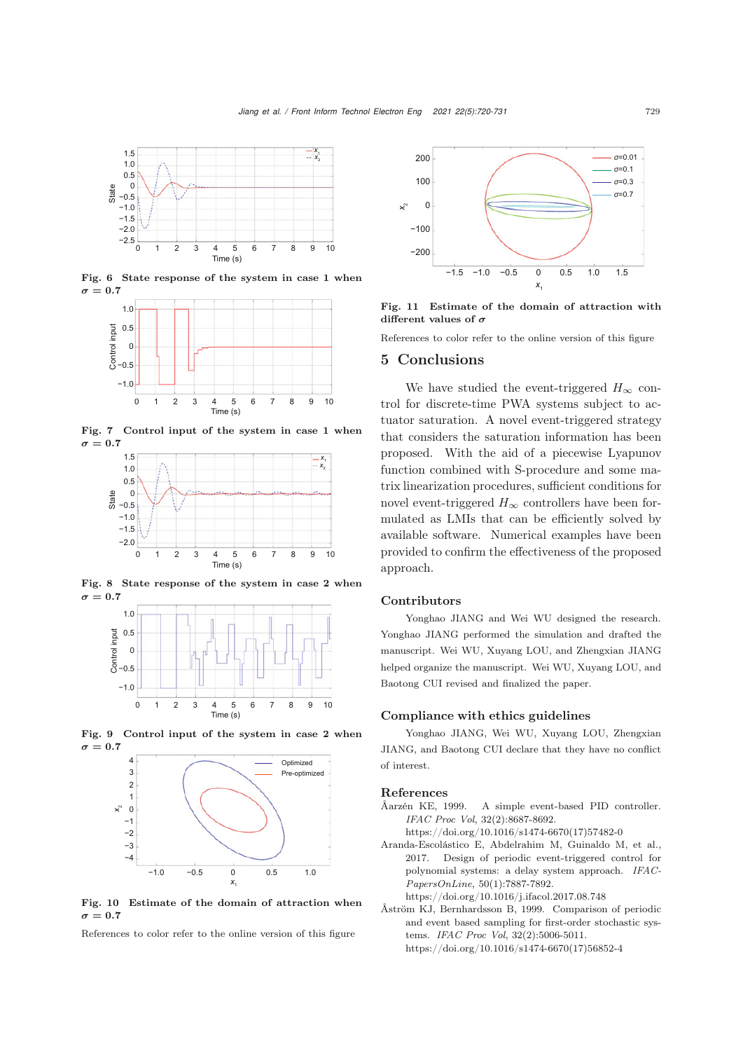Fig. 6 State response of the system in case 1 when $\sigma = 0.7$

Fig. 7 Control input of the system in case 1 when $\sigma = 0.7$

Fig. 8 State response of the system in case 2 when $\sigma = 0.7$

Fig. 9 Control input of the system in case 2 when $\sigma = 0.7$

Fig. 10 Estimate of the domain of attraction when $\sigma = 0.7$

References to color refer to the online version of this figure

Fig. 11 Estimate of the domain of attraction with different values of $\sigma$

References to color refer to the online version of this figure

## 5 Conclusions

We have studied the event-triggered $H_\infty$ control for discrete-time PWA systems subject to actuator saturation. A novel event-triggered strategy that considers the saturation information has been proposed. With the aid of a piecewise Lyapunov function combined with S-procedure and some matrix linearization procedures, sufficient conditions for novel event-triggered $H_\infty$ controllers have been formulated as LMIs that can be efficiently solved by available software. Numerical examples have been provided to confirm the effectiveness of the proposed approach.

## Contributors

Yonghao JIANG and Wei WU designed the research. Yonghao JIANG performed the simulation and drafted the manuscript. Wei WU, Xuyang LOU, and Zhengxian JIANG helped organize the manuscript. Wei WU, Xuyang LOU, and Baotong CUI revised and finalized the paper.

## Compliance with ethics guidelines

Yonghao JIANG, Wei WU, Xuyang LOU, Zhengxian JIANG, and Baotong CUI declare that they have no conflict of interest.

## References

Åarzén KE, 1999. A simple event-based PID controller. *IFAC Proc Vol*, 32(2):8687-8692. https://doi.org/10.1016/s1474-6670(17)57482-0

Aranda-Escolástico E, Abdelrahim M, Guinaldo M, et al., 2017. Design of periodic event-triggered control for polynomial systems: a delay system approach. *IFAC-PapersOnLine*, 50(1):7887-7892. https://doi.org/10.1016/j.ifacol.2017.08.748

Åström KJ, Bernhardsson B, 1999. Comparison of periodic and event based sampling for first-order stochastic systems. *IFAC Proc Vol*, 32(2):5006-5011. https://doi.org/10.1016/s1474-6670(17)56852-4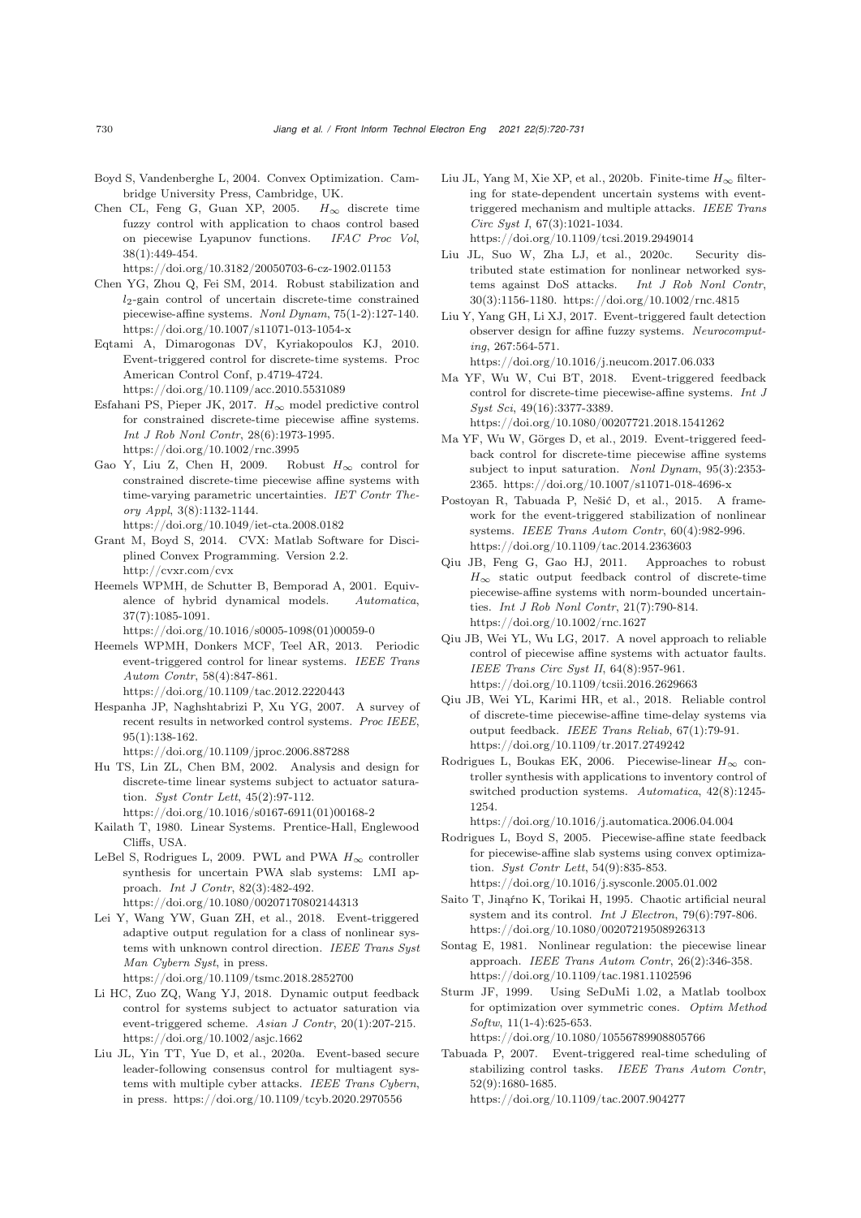Boyd S, Vandenberghe L, 2004. Convex Optimization. Cambridge University Press, Cambridge, UK.

Chen CL, Feng G, Guan XP, 2005. $H_\infty$ discrete time fuzzy control with application to chaos control based on piecewise Lyapunov functions. *IFAC Proc Vol*, 38(1):449-454. https://doi.org/10.3182/20050703-6-cz-1902.01153

Chen YG, Zhou Q, Fei SM, 2014. Robust stabilization and $l_2$-gain control of uncertain discrete-time constrained piecewise-affine systems. *Nonl Dynam*, 75(1-2):127-140. https://doi.org/10.1007/s11071-013-1054-x

Eqtami A, Dimarogonas DV, Kyriakopoulos KJ, 2010. Event-triggered control for discrete-time systems. Proc American Control Conf, p.4719-4724. https://doi.org/10.1109/acc.2010.5531089

Esfahani PS, Pieper JK, 2017. $H_\infty$ model predictive control for constrained discrete-time piecewise affine systems. *Int J Rob Nonl Contr*, 28(6):1973-1995. https://doi.org/10.1002/rnc.3995

Gao Y, Liu Z, Chen H, 2009. Robust $H_\infty$ control for constrained discrete-time piecewise affine systems with time-varying parametric uncertainties. *IET Contr Theory Appl*, 3(8):1132-1144. https://doi.org/10.1049/iet-cta.2008.0182

Grant M, Boyd S, 2014. CVX: Matlab Software for Disciplined Convex Programming. Version 2.2. http://cvxr.com/cvx

Heemels WPMH, de Schutter B, Bemporad A, 2001. Equivalence of hybrid dynamical models. *Automatica*, 37(7):1085-1091. https://doi.org/10.1016/s0005-1098(01)00059-0

Heemels WPMH, Donkers MCF, Teel AR, 2013. Periodic event-triggered control for linear systems. *IEEE Trans Autom Contr*, 58(4):847-861. https://doi.org/10.1109/tac.2012.2220443

Hespanha JP, Naghshtabrizi P, Xu YG, 2007. A survey of recent results in networked control systems. *Proc IEEE*, 95(1):138-162. https://doi.org/10.1109/jproc.2006.887288

Hu TS, Lin ZL, Chen BM, 2002. Analysis and design for discrete-time linear systems subject to actuator saturation. *Syst Contr Lett*, 45(2):97-112. https://doi.org/10.1016/s0167-6911(01)00168-2

Kailath T, 1980. Linear Systems. Prentice-Hall, Englewood Cliffs, USA.

LeBel S, Rodrigues L, 2009. PWL and PWA $H_\infty$ controller synthesis for uncertain PWA slab systems: LMI approach. *Int J Contr*, 82(3):482-492. https://doi.org/10.1080/00207170802144313

Lei Y, Wang YW, Guan ZH, et al., 2018. Event-triggered adaptive output regulation for a class of nonlinear systems with unknown control direction. *IEEE Trans Syst Man Cybern Syst*, in press. https://doi.org/10.1109/tsmc.2018.2852700

Li HC, Zuo ZQ, Wang YJ, 2018. Dynamic output feedback control for systems subject to actuator saturation via event-triggered scheme. *Asian J Contr*, 20(1):207-215. https://doi.org/10.1002/asjc.1662

Liu JL, Yin TT, Yue D, et al., 2020a. Event-based secure leader-following consensus control for multiagent systems with multiple cyber attacks. *IEEE Trans Cybern*, in press. https://doi.org/10.1109/tcyb.2020.2970556

Liu JL, Yang M, Xie XP, et al., 2020b. Finite-time $H_\infty$ filtering for state-dependent uncertain systems with event-triggered mechanism and multiple attacks. *IEEE Trans Circ Syst I*, 67(3):1021-1034. https://doi.org/10.1109/tcsi.2019.2949014

Liu JL, Suo W, Zha LJ, et al., 2020c. Security distributed state estimation for nonlinear networked systems against DoS attacks. *Int J Rob Nonl Contr*, 30(3):1156-1180. https://doi.org/10.1002/rnc.4815

Liu Y, Yang GH, Li XJ, 2017. Event-triggered fault detection observer design for affine fuzzy systems. *Neurocomputing*, 267:564-571. https://doi.org/10.1016/j.neucom.2017.06.033

Ma YF, Wu W, Cui BT, 2018. Event-triggered feedback control for discrete-time piecewise-affine systems. *Int J Syst Sci*, 49(16):3377-3389. https://doi.org/10.1080/00207721.2018.1541262

Ma YF, Wu W, Görges D, et al., 2019. Event-triggered feedback control for discrete-time piecewise affine systems subject to input saturation. *Nonl Dynam*, 95(3):2353-2365. https://doi.org/10.1007/s11071-018-4696-x

Postoyan R, Tabuada P, Nešić D, et al., 2015. A framework for the event-triggered stabilization of nonlinear systems. *IEEE Trans Autom Contr*, 60(4):982-996. https://doi.org/10.1109/tac.2014.2363603

Qiu JB, Feng G, Gao HJ, 2011. Approaches to robust $H_\infty$ static output feedback control of discrete-time piecewise-affine systems with norm-bounded uncertainties. *Int J Rob Nonl Contr*, 21(7):790-814. https://doi.org/10.1002/rnc.1627

Qiu JB, Wei YL, Wu LG, 2017. A novel approach to reliable control of piecewise affine systems with actuator faults. *IEEE Trans Circ Syst II*, 64(8):957-961. https://doi.org/10.1109/tcsii.2016.2629663

Qiu JB, Wei YL, Karimi HR, et al., 2018. Reliable control of discrete-time piecewise-affine time-delay systems via output feedback. *IEEE Trans Reliab*, 67(1):79-91. https://doi.org/10.1109/tr.2017.2749242

Rodrigues L, Boukas EK, 2006. Piecewise-linear $H_\infty$ controller synthesis with applications to inventory control of switched production systems. *Automatica*, 42(8):1245-1254. https://doi.org/10.1016/j.automatica.2006.04.004

Rodrigues L, Boyd S, 2005. Piecewise-affine state feedback for piecewise-affine slab systems using convex optimization. *Syst Contr Lett*, 54(9):835-853. https://doi.org/10.1016/j.sysconle.2005.01.002

Saito T, Jinąŕno K, Torikai H, 1995. Chaotic artificial neural system and its control. *Int J Electron*, 79(6):797-806. https://doi.org/10.1080/00207219508926313

Sontag E, 1981. Nonlinear regulation: the piecewise linear approach. *IEEE Trans Autom Contr*, 26(2):346-358. https://doi.org/10.1109/tac.1981.1102596

Sturm JF, 1999. Using SeDuMi 1.02, a Matlab toolbox for optimization over symmetric cones. *Optim Method Softw*, 11(1-4):625-653. https://doi.org/10.1080/10556789908805766

Tabuada P, 2007. Event-triggered real-time scheduling of stabilizing control tasks. *IEEE Trans Autom Contr*, 52(9):1680-1685. https://doi.org/10.1109/tac.2007.904277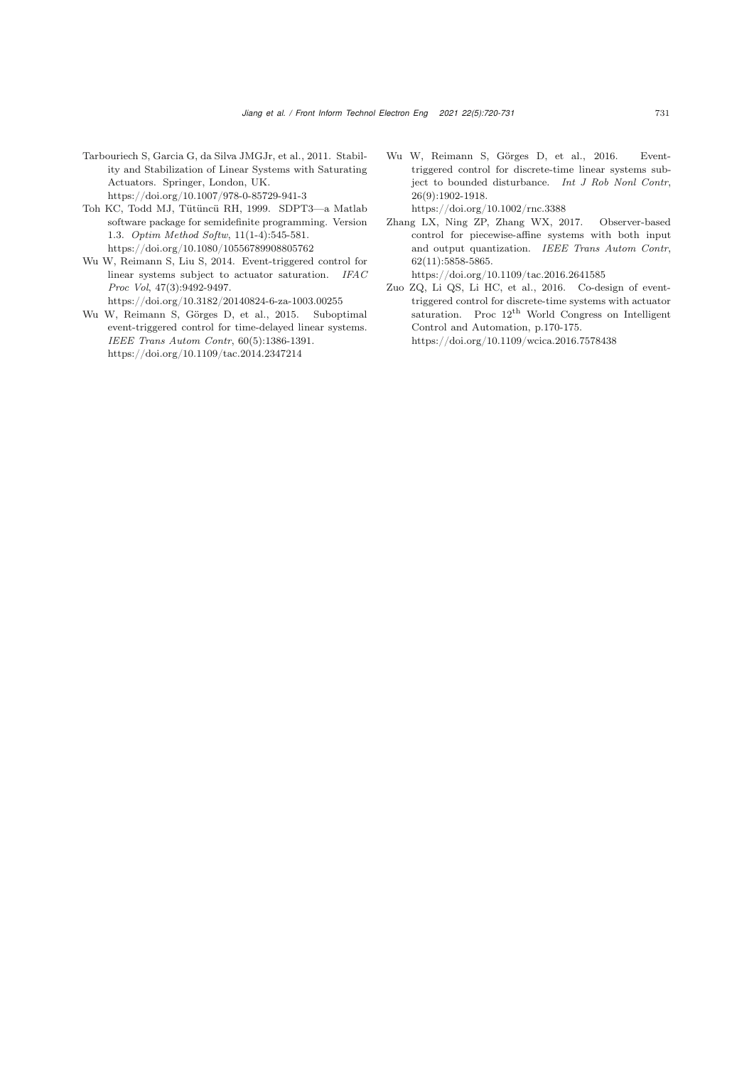Tarbouriech S, Garcia G, da Silva JMGJr, et al., 2011. Stability and Stabilization of Linear Systems with Saturating Actuators. Springer, London, UK. https://doi.org/10.1007/978-0-85729-941-3

Toh KC, Todd MJ, Tütüncü RH, 1999. SDPT3—a Matlab software package for semidefinite programming. Version 1.3. *Optim Method Softw*, 11(1-4):545-581. https://doi.org/10.1080/10556789908805762

Wu W, Reimann S, Liu S, 2014. Event-triggered control for linear systems subject to actuator saturation. *IFAC Proc Vol*, 47(3):9492-9497. https://doi.org/10.3182/20140824-6-za-1003.00255

Wu W, Reimann S, Görges D, et al., 2015. Suboptimal event-triggered control for time-delayed linear systems. *IEEE Trans Autom Contr*, 60(5):1386-1391. https://doi.org/10.1109/tac.2014.2347214

Wu W, Reimann S, Görges D, et al., 2016. Event-triggered control for discrete-time linear systems subject to bounded disturbance. *Int J Rob Nonl Contr*, 26(9):1902-1918. https://doi.org/10.1002/rnc.3388

Zhang LX, Ning ZP, Zhang WX, 2017. Observer-based control for piecewise-affine systems with both input and output quantization. *IEEE Trans Autom Contr*, 62(11):5858-5865. https://doi.org/10.1109/tac.2016.2641585

Zuo ZQ, Li QS, Li HC, et al., 2016. Co-design of event-triggered control for discrete-time systems with actuator saturation. Proc 12th World Congress on Intelligent Control and Automation, p.170-175. https://doi.org/10.1109/wcica.2016.7578438